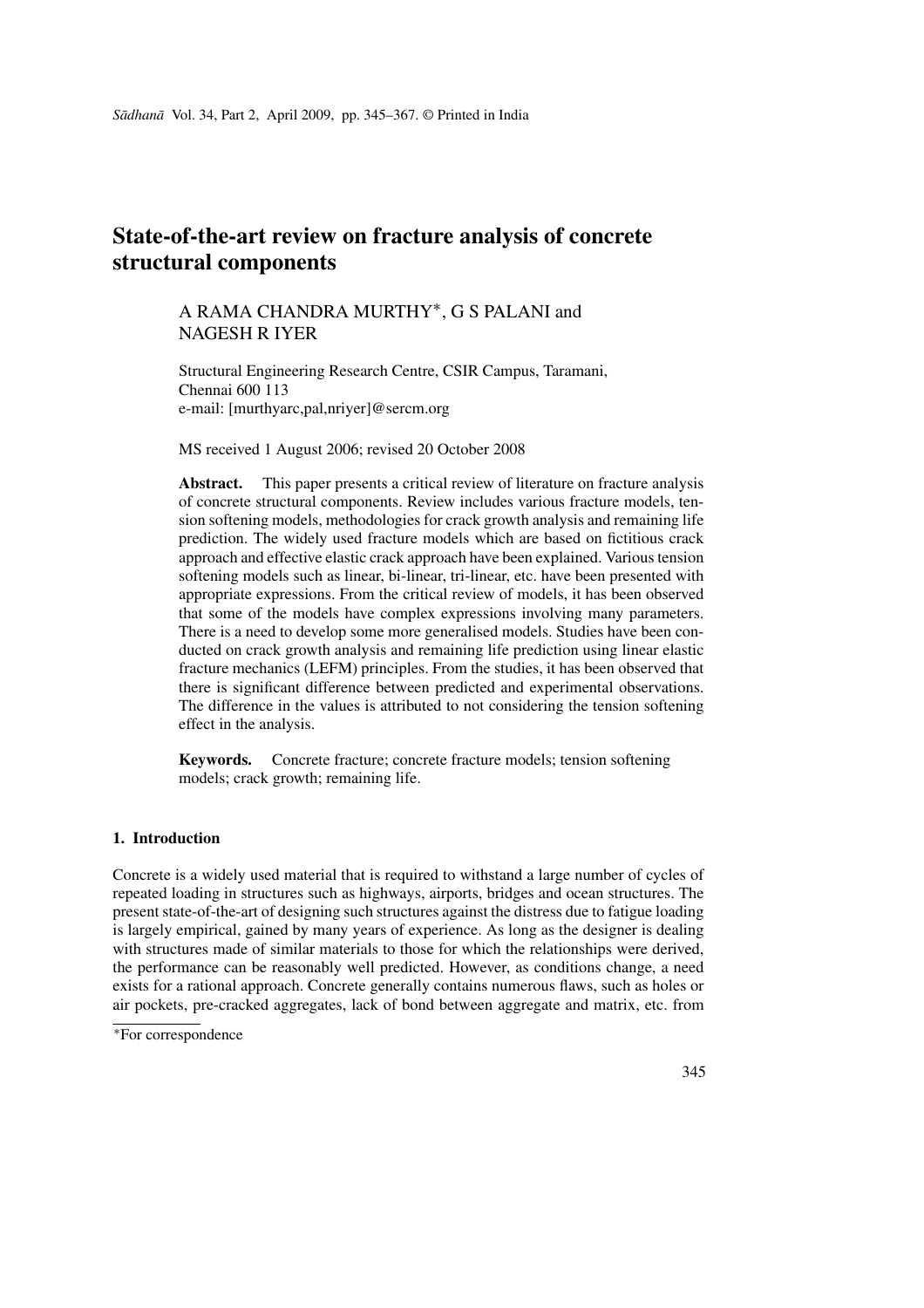# State-of-the-art review on fracture analysis of concrete structural components

A RAMA CHANDRA MURTHY*, G S PALANI and NAGESH R IYER

Structural Engineering Research Centre, CSIR Campus, Taramani, Chennai 600 113
e-mail: [murthyarc,pal,nriyer]@sercm.org

MS received 1 August 2006; revised 20 October 2008

**Abstract.** This paper presents a critical review of literature on fracture analysis of concrete structural components. Review includes various fracture models, tension softening models, methodologies for crack growth analysis and remaining life prediction. The widely used fracture models which are based on fictitious crack approach and effective elastic crack approach have been explained. Various tension softening models such as linear, bi-linear, tri-linear, etc. have been presented with appropriate expressions. From the critical review of models, it has been observed that some of the models have complex expressions involving many parameters. There is a need to develop some more generalised models. Studies have been conducted on crack growth analysis and remaining life prediction using linear elastic fracture mechanics (LEFM) principles. From the studies, it has been observed that there is significant difference between predicted and experimental observations. The difference in the values is attributed to not considering the tension softening effect in the analysis.

**Keywords.** Concrete fracture; concrete fracture models; tension softening models; crack growth; remaining life.

## 1. Introduction

Concrete is a widely used material that is required to withstand a large number of cycles of repeated loading in structures such as highways, airports, bridges and ocean structures. The present state-of-the-art of designing such structures against the distress due to fatigue loading is largely empirical, gained by many years of experience. As long as the designer is dealing with structures made of similar materials to those for which the relationships were derived, the performance can be reasonably well predicted. However, as conditions change, a need exists for a rational approach. Concrete generally contains numerous flaws, such as holes or air pockets, pre-cracked aggregates, lack of bond between aggregate and matrix, etc. from

*For correspondence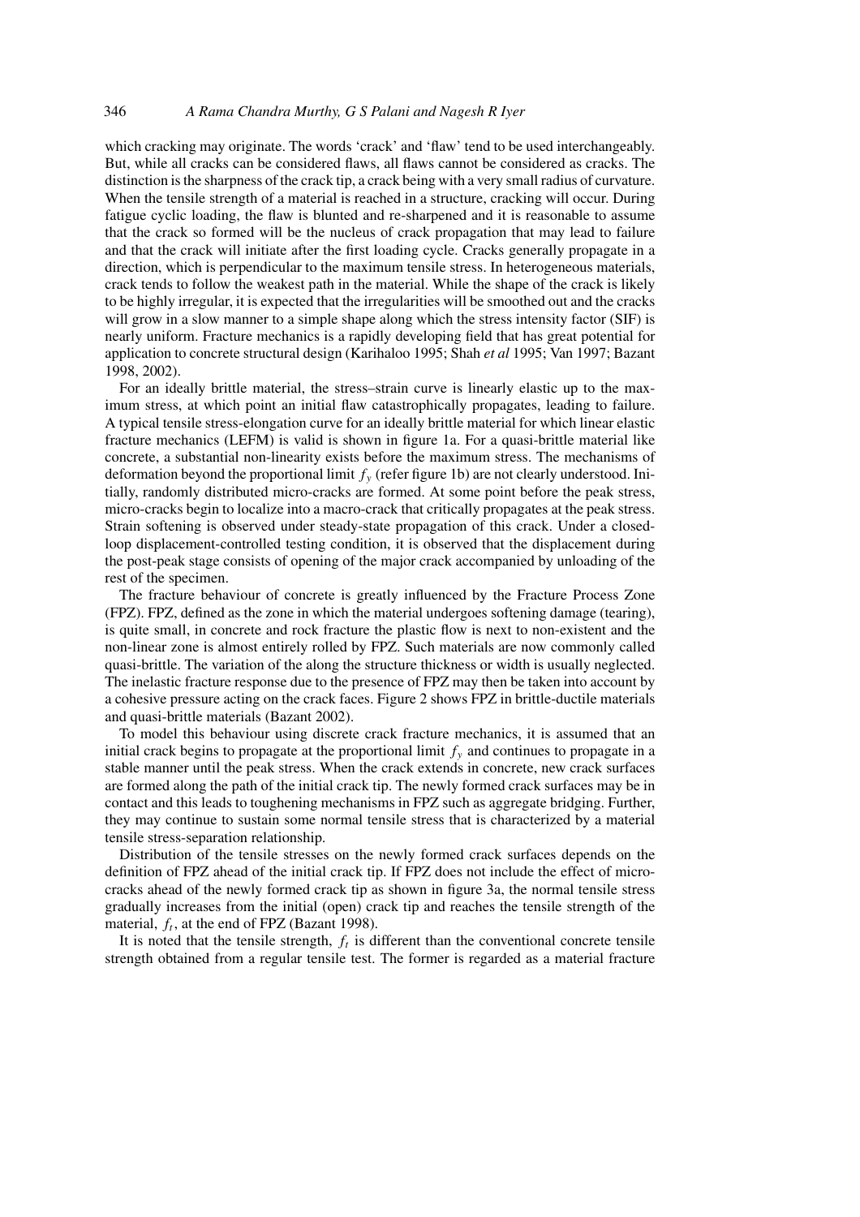which cracking may originate. The words 'crack' and 'flaw' tend to be used interchangeably. But, while all cracks can be considered flaws, all flaws cannot be considered as cracks. The distinction is the sharpness of the crack tip, a crack being with a very small radius of curvature. When the tensile strength of a material is reached in a structure, cracking will occur. During fatigue cyclic loading, the flaw is blunted and re-sharpened and it is reasonable to assume that the crack so formed will be the nucleus of crack propagation that may lead to failure and that the crack will initiate after the first loading cycle. Cracks generally propagate in a direction, which is perpendicular to the maximum tensile stress. In heterogeneous materials, crack tends to follow the weakest path in the material. While the shape of the crack is likely to be highly irregular, it is expected that the irregularities will be smoothed out and the cracks will grow in a slow manner to a simple shape along which the stress intensity factor (SIF) is nearly uniform. Fracture mechanics is a rapidly developing field that has great potential for application to concrete structural design (Karihaloo 1995; Shah *et al* 1995; Van 1997; Bazant 1998, 2002).

For an ideally brittle material, the stress–strain curve is linearly elastic up to the maximum stress, at which point an initial flaw catastrophically propagates, leading to failure. A typical tensile stress-elongation curve for an ideally brittle material for which linear elastic fracture mechanics (LEFM) is valid is shown in figure 1a. For a quasi-brittle material like concrete, a substantial non-linearity exists before the maximum stress. The mechanisms of deformation beyond the proportional limit $f_y$ (refer figure 1b) are not clearly understood. Initially, randomly distributed micro-cracks are formed. At some point before the peak stress, micro-cracks begin to localize into a macro-crack that critically propagates at the peak stress. Strain softening is observed under steady-state propagation of this crack. Under a closed-loop displacement-controlled testing condition, it is observed that the displacement during the post-peak stage consists of opening of the major crack accompanied by unloading of the rest of the specimen.

The fracture behaviour of concrete is greatly influenced by the Fracture Process Zone (FPZ). FPZ, defined as the zone in which the material undergoes softening damage (tearing), is quite small, in concrete and rock fracture the plastic flow is next to non-existent and the non-linear zone is almost entirely rolled by FPZ. Such materials are now commonly called quasi-brittle. The variation of the along the structure thickness or width is usually neglected. The inelastic fracture response due to the presence of FPZ may then be taken into account by a cohesive pressure acting on the crack faces. Figure 2 shows FPZ in brittle-ductile materials and quasi-brittle materials (Bazant 2002).

To model this behaviour using discrete crack fracture mechanics, it is assumed that an initial crack begins to propagate at the proportional limit $f_y$ and continues to propagate in a stable manner until the peak stress. When the crack extends in concrete, new crack surfaces are formed along the path of the initial crack tip. The newly formed crack surfaces may be in contact and this leads to toughening mechanisms in FPZ such as aggregate bridging. Further, they may continue to sustain some normal tensile stress that is characterized by a material tensile stress-separation relationship.

Distribution of the tensile stresses on the newly formed crack surfaces depends on the definition of FPZ ahead of the initial crack tip. If FPZ does not include the effect of micro-cracks ahead of the newly formed crack tip as shown in figure 3a, the normal tensile stress gradually increases from the initial (open) crack tip and reaches the tensile strength of the material, $f_t$, at the end of FPZ (Bazant 1998).

It is noted that the tensile strength, $f_t$ is different than the conventional concrete tensile strength obtained from a regular tensile test. The former is regarded as a material fracture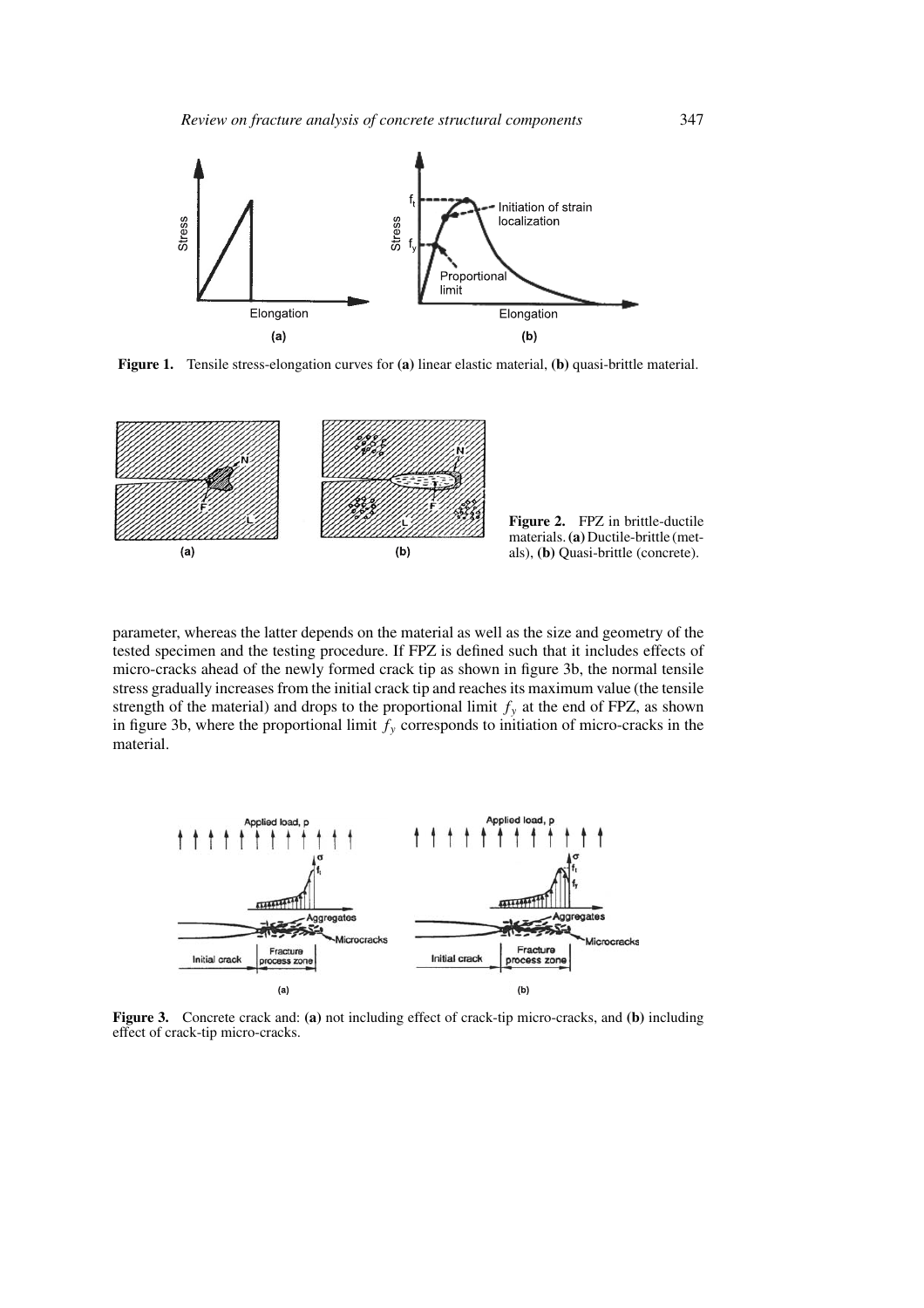Figure 1. Tensile stress-elongation curves for **(a)** linear elastic material, **(b)** quasi-brittle material.

Figure 2. FPZ in brittle-ductile materials. **(a)** Ductile-brittle (metals), **(b)** Quasi-brittle (concrete).

parameter, whereas the latter depends on the material as well as the size and geometry of the tested specimen and the testing procedure. If FPZ is defined such that it includes effects of micro-cracks ahead of the newly formed crack tip as shown in figure 3b, the normal tensile stress gradually increases from the initial crack tip and reaches its maximum value (the tensile strength of the material) and drops to the proportional limit $f_y$ at the end of FPZ, as shown in figure 3b, where the proportional limit $f_y$ corresponds to initiation of micro-cracks in the material.

Figure 3. Concrete crack and: **(a)** not including effect of crack-tip micro-cracks, and **(b)** including effect of crack-tip micro-cracks.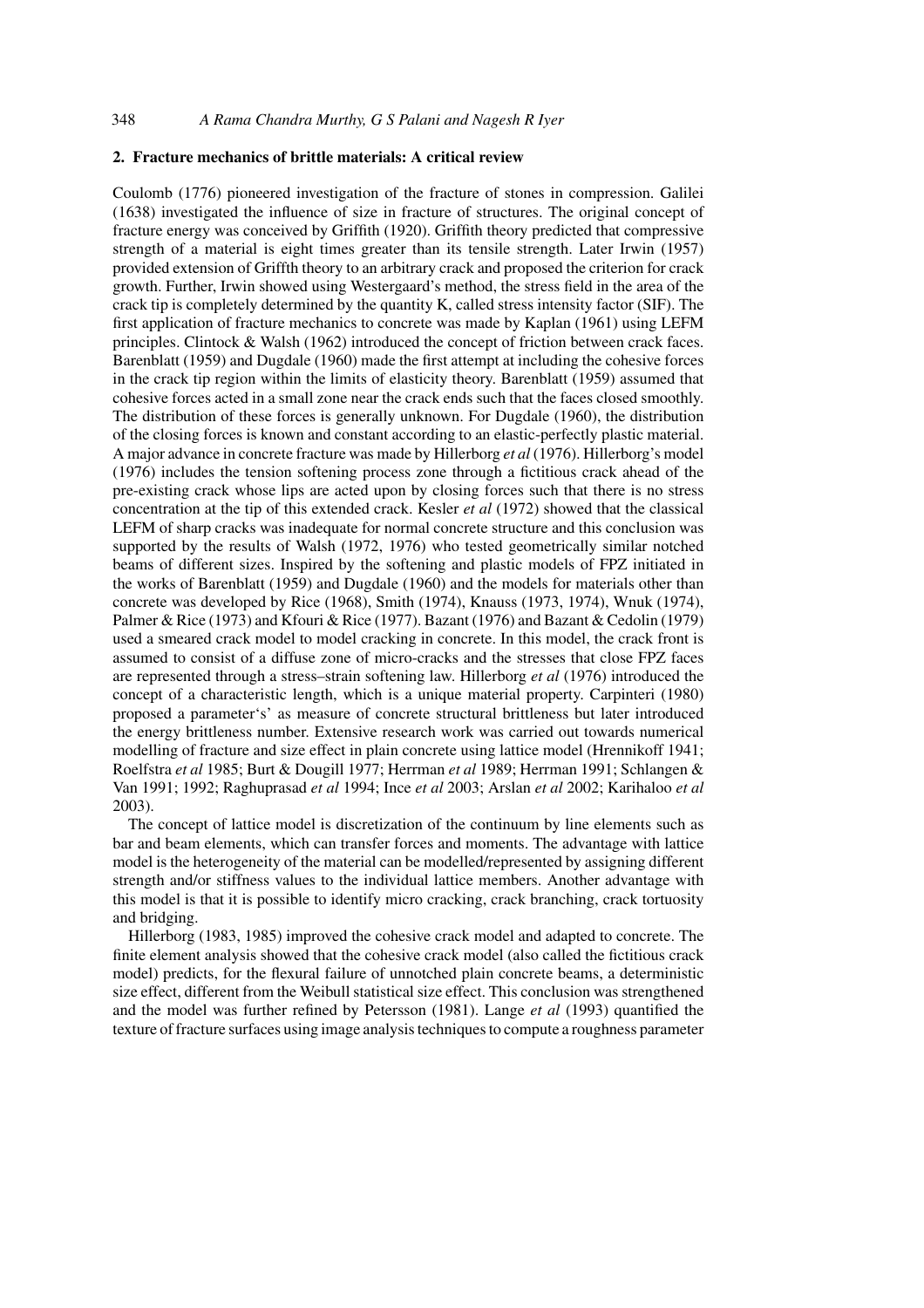## 2. Fracture mechanics of brittle materials: A critical review

Coulomb (1776) pioneered investigation of the fracture of stones in compression. Galilei (1638) investigated the influence of size in fracture of structures. The original concept of fracture energy was conceived by Griffith (1920). Griffith theory predicted that compressive strength of a material is eight times greater than its tensile strength. Later Irwin (1957) provided extension of Griffth theory to an arbitrary crack and proposed the criterion for crack growth. Further, Irwin showed using Westergaard's method, the stress field in the area of the crack tip is completely determined by the quantity K, called stress intensity factor (SIF). The first application of fracture mechanics to concrete was made by Kaplan (1961) using LEFM principles. Clintock & Walsh (1962) introduced the concept of friction between crack faces. Barenblatt (1959) and Dugdale (1960) made the first attempt at including the cohesive forces in the crack tip region within the limits of elasticity theory. Barenblatt (1959) assumed that cohesive forces acted in a small zone near the crack ends such that the faces closed smoothly. The distribution of these forces is generally unknown. For Dugdale (1960), the distribution of the closing forces is known and constant according to an elastic-perfectly plastic material. A major advance in concrete fracture was made by Hillerborg *et al* (1976). Hillerborg's model (1976) includes the tension softening process zone through a fictitious crack ahead of the pre-existing crack whose lips are acted upon by closing forces such that there is no stress concentration at the tip of this extended crack. Kesler *et al* (1972) showed that the classical LEFM of sharp cracks was inadequate for normal concrete structure and this conclusion was supported by the results of Walsh (1972, 1976) who tested geometrically similar notched beams of different sizes. Inspired by the softening and plastic models of FPZ initiated in the works of Barenblatt (1959) and Dugdale (1960) and the models for materials other than concrete was developed by Rice (1968), Smith (1974), Knauss (1973, 1974), Wnuk (1974), Palmer & Rice (1973) and Kfouri & Rice (1977). Bazant (1976) and Bazant & Cedolin (1979) used a smeared crack model to model cracking in concrete. In this model, the crack front is assumed to consist of a diffuse zone of micro-cracks and the stresses that close FPZ faces are represented through a stress–strain softening law. Hillerborg *et al* (1976) introduced the concept of a characteristic length, which is a unique material property. Carpinteri (1980) proposed a parameter's' as measure of concrete structural brittleness but later introduced the energy brittleness number. Extensive research work was carried out towards numerical modelling of fracture and size effect in plain concrete using lattice model (Hrennikoff 1941; Roelfstra *et al* 1985; Burt & Dougill 1977; Herrman *et al* 1989; Herrman 1991; Schlangen & Van 1991; 1992; Raghuprasad *et al* 1994; Ince *et al* 2003; Arslan *et al* 2002; Karihaloo *et al* 2003).

The concept of lattice model is discretization of the continuum by line elements such as bar and beam elements, which can transfer forces and moments. The advantage with lattice model is the heterogeneity of the material can be modelled/represented by assigning different strength and/or stiffness values to the individual lattice members. Another advantage with this model is that it is possible to identify micro cracking, crack branching, crack tortuosity and bridging.

Hillerborg (1983, 1985) improved the cohesive crack model and adapted to concrete. The finite element analysis showed that the cohesive crack model (also called the fictitious crack model) predicts, for the flexural failure of unnotched plain concrete beams, a deterministic size effect, different from the Weibull statistical size effect. This conclusion was strengthened and the model was further refined by Petersson (1981). Lange *et al* (1993) quantified the texture of fracture surfaces using image analysis techniques to compute a roughness parameter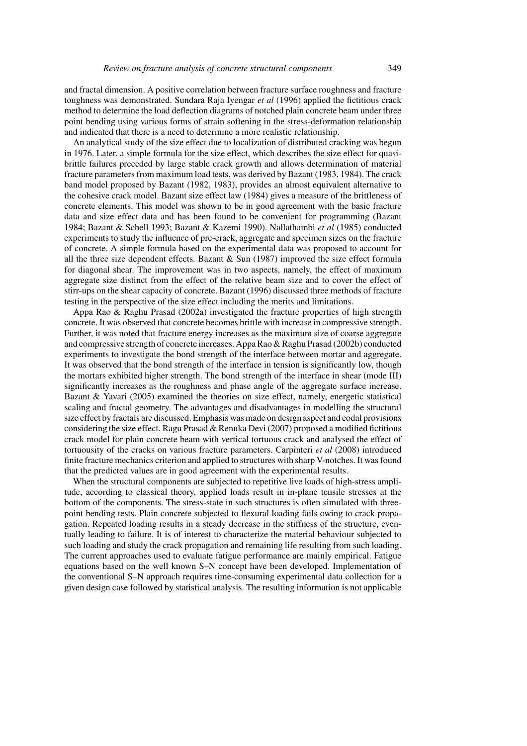and fractal dimension. A positive correlation between fracture surface roughness and fracture toughness was demonstrated. Sundara Raja Iyengar *et al* (1996) applied the fictitious crack method to determine the load deflection diagrams of notched plain concrete beam under three point bending using various forms of strain softening in the stress-deformation relationship and indicated that there is a need to determine a more realistic relationship.

An analytical study of the size effect due to localization of distributed cracking was begun in 1976. Later, a simple formula for the size effect, which describes the size effect for quasi-brittle failures preceded by large stable crack growth and allows determination of material fracture parameters from maximum load tests, was derived by Bazant (1983, 1984). The crack band model proposed by Bazant (1982, 1983), provides an almost equivalent alternative to the cohesive crack model. Bazant size effect law (1984) gives a measure of the brittleness of concrete elements. This model was shown to be in good agreement with the basic fracture data and size effect data and has been found to be convenient for programming (Bazant 1984; Bazant & Schell 1993; Bazant & Kazemi 1990). Nallathambi *et al* (1985) conducted experiments to study the influence of pre-crack, aggregate and specimen sizes on the fracture of concrete. A simple formula based on the experimental data was proposed to account for all the three size dependent effects. Bazant & Sun (1987) improved the size effect formula for diagonal shear. The improvement was in two aspects, namely, the effect of maximum aggregate size distinct from the effect of the relative beam size and to cover the effect of stirr-ups on the shear capacity of concrete. Bazant (1996) discussed three methods of fracture testing in the perspective of the size effect including the merits and limitations.

Appa Rao & Raghu Prasad (2002a) investigated the fracture properties of high strength concrete. It was observed that concrete becomes brittle with increase in compressive strength. Further, it was noted that fracture energy increases as the maximum size of coarse aggregate and compressive strength of concrete increases. Appa Rao & Raghu Prasad (2002b) conducted experiments to investigate the bond strength of the interface between mortar and aggregate. It was observed that the bond strength of the interface in tension is significantly low, though the mortars exhibited higher strength. The bond strength of the interface in shear (mode III) significantly increases as the roughness and phase angle of the aggregate surface increase. Bazant & Yavari (2005) examined the theories on size effect, namely, energetic statistical scaling and fractal geometry. The advantages and disadvantages in modelling the structural size effect by fractals are discussed. Emphasis was made on design aspect and codal provisions considering the size effect. Ragu Prasad & Renuka Devi (2007) proposed a modified fictitious crack model for plain concrete beam with vertical tortuous crack and analysed the effect of tortuousity of the cracks on various fracture parameters. Carpinteri *et al* (2008) introduced finite fracture mechanics criterion and applied to structures with sharp V-notches. It was found that the predicted values are in good agreement with the experimental results.

When the structural components are subjected to repetitive live loads of high-stress amplitude, according to classical theory, applied loads result in in-plane tensile stresses at the bottom of the components. The stress-state in such structures is often simulated with three-point bending tests. Plain concrete subjected to flexural loading fails owing to crack propagation. Repeated loading results in a steady decrease in the stiffness of the structure, eventually leading to failure. It is of interest to characterize the material behaviour subjected to such loading and study the crack propagation and remaining life resulting from such loading. The current approaches used to evaluate fatigue performance are mainly empirical. Fatigue equations based on the well known S–N concept have been developed. Implementation of the conventional S–N approach requires time-consuming experimental data collection for a given design case followed by statistical analysis. The resulting information is not applicable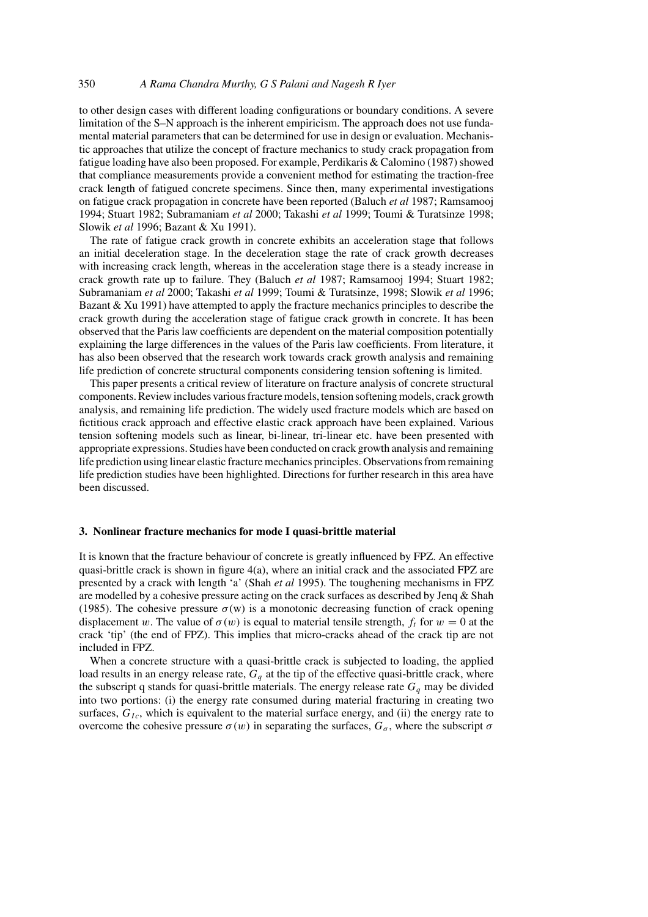to other design cases with different loading configurations or boundary conditions. A severe limitation of the S–N approach is the inherent empiricism. The approach does not use fundamental material parameters that can be determined for use in design or evaluation. Mechanistic approaches that utilize the concept of fracture mechanics to study crack propagation from fatigue loading have also been proposed. For example, Perdikaris & Calomino (1987) showed that compliance measurements provide a convenient method for estimating the traction-free crack length of fatigued concrete specimens. Since then, many experimental investigations on fatigue crack propagation in concrete have been reported (Baluch *et al* 1987; Ramsamooj 1994; Stuart 1982; Subramaniam *et al* 2000; Takashi *et al* 1999; Toumi & Turatsinze 1998; Slowik *et al* 1996; Bazant & Xu 1991).

The rate of fatigue crack growth in concrete exhibits an acceleration stage that follows an initial deceleration stage. In the deceleration stage the rate of crack growth decreases with increasing crack length, whereas in the acceleration stage there is a steady increase in crack growth rate up to failure. They (Baluch *et al* 1987; Ramsamooj 1994; Stuart 1982; Subramaniam *et al* 2000; Takashi *et al* 1999; Toumi & Turatsinze, 1998; Slowik *et al* 1996; Bazant & Xu 1991) have attempted to apply the fracture mechanics principles to describe the crack growth during the acceleration stage of fatigue crack growth in concrete. It has been observed that the Paris law coefficients are dependent on the material composition potentially explaining the large differences in the values of the Paris law coefficients. From literature, it has also been observed that the research work towards crack growth analysis and remaining life prediction of concrete structural components considering tension softening is limited.

This paper presents a critical review of literature on fracture analysis of concrete structural components. Review includes various fracture models, tension softening models, crack growth analysis, and remaining life prediction. The widely used fracture models which are based on fictitious crack approach and effective elastic crack approach have been explained. Various tension softening models such as linear, bi-linear, tri-linear etc. have been presented with appropriate expressions. Studies have been conducted on crack growth analysis and remaining life prediction using linear elastic fracture mechanics principles. Observations from remaining life prediction studies have been highlighted. Directions for further research in this area have been discussed.

## 3. Nonlinear fracture mechanics for mode I quasi-brittle material

It is known that the fracture behaviour of concrete is greatly influenced by FPZ. An effective quasi-brittle crack is shown in figure 4(a), where an initial crack and the associated FPZ are presented by a crack with length 'a' (Shah *et al* 1995). The toughening mechanisms in FPZ are modelled by a cohesive pressure acting on the crack surfaces as described by Jenq & Shah (1985). The cohesive pressure $\sigma(w)$ is a monotonic decreasing function of crack opening displacement $w$. The value of $\sigma(w)$ is equal to material tensile strength, $f_t$ for $w = 0$ at the crack 'tip' (the end of FPZ). This implies that micro-cracks ahead of the crack tip are not included in FPZ.

When a concrete structure with a quasi-brittle crack is subjected to loading, the applied load results in an energy release rate, $G_q$ at the tip of the effective quasi-brittle crack, where the subscript q stands for quasi-brittle materials. The energy release rate $G_q$ may be divided into two portions: (i) the energy rate consumed during material fracturing in creating two surfaces, $G_{Ic}$, which is equivalent to the material surface energy, and (ii) the energy rate to overcome the cohesive pressure $\sigma(w)$ in separating the surfaces, $G_\sigma$, where the subscript $\sigma$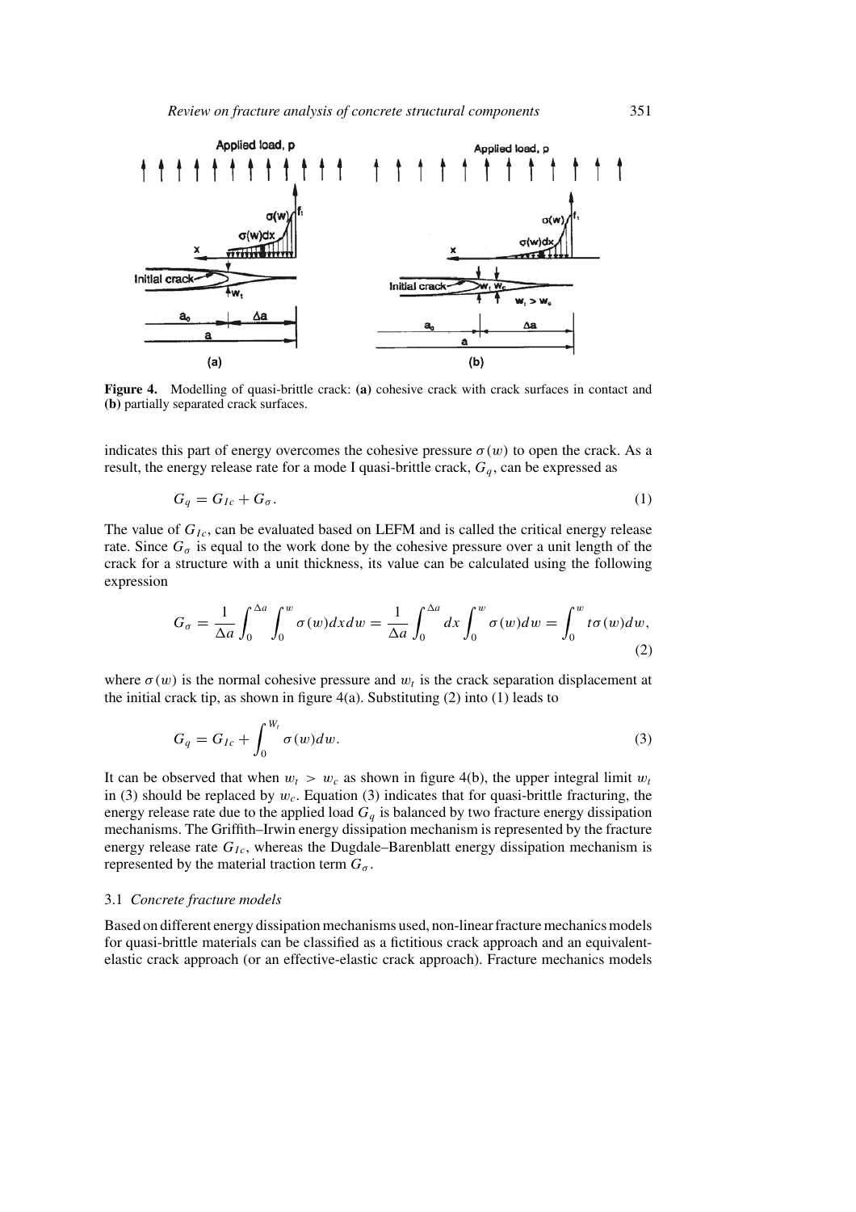**Figure 4.** Modelling of quasi-brittle crack: **(a)** cohesive crack with crack surfaces in contact and **(b)** partially separated crack surfaces.

indicates this part of energy overcomes the cohesive pressure $\sigma(w)$ to open the crack. As a result, the energy release rate for a mode I quasi-brittle crack, $G_q$, can be expressed as

$$G_q = G_{Ic} + G_\sigma. \tag{1}$$

The value of $G_{Ic}$, can be evaluated based on LEFM and is called the critical energy release rate. Since $G_\sigma$ is equal to the work done by the cohesive pressure over a unit length of the crack for a structure with a unit thickness, its value can be calculated using the following expression

$$G_\sigma = \frac{1}{\Delta a}\int_0^{\Delta a}\int_0^{w}\sigma(w)dxdw = \frac{1}{\Delta a}\int_0^{\Delta a}dx\int_0^{w}\sigma(w)dw = \int_0^{w}t\sigma(w)dw, \tag{2}$$

where $\sigma(w)$ is the normal cohesive pressure and $w_t$ is the crack separation displacement at the initial crack tip, as shown in figure 4(a). Substituting (2) into (1) leads to

$$G_q = G_{Ic} + \int_0^{W_t}\sigma(w)dw. \tag{3}$$

It can be observed that when $w_t > w_c$ as shown in figure 4(b), the upper integral limit $w_t$ in (3) should be replaced by $w_c$. Equation (3) indicates that for quasi-brittle fracturing, the energy release rate due to the applied load $G_q$ is balanced by two fracture energy dissipation mechanisms. The Griffith–Irwin energy dissipation mechanism is represented by the fracture energy release rate $G_{Ic}$, whereas the Dugdale–Barenblatt energy dissipation mechanism is represented by the material traction term $G_\sigma$.

### 3.1 *Concrete fracture models*

Based on different energy dissipation mechanisms used, non-linear fracture mechanics models for quasi-brittle materials can be classified as a fictitious crack approach and an equivalent-elastic crack approach (or an effective-elastic crack approach). Fracture mechanics models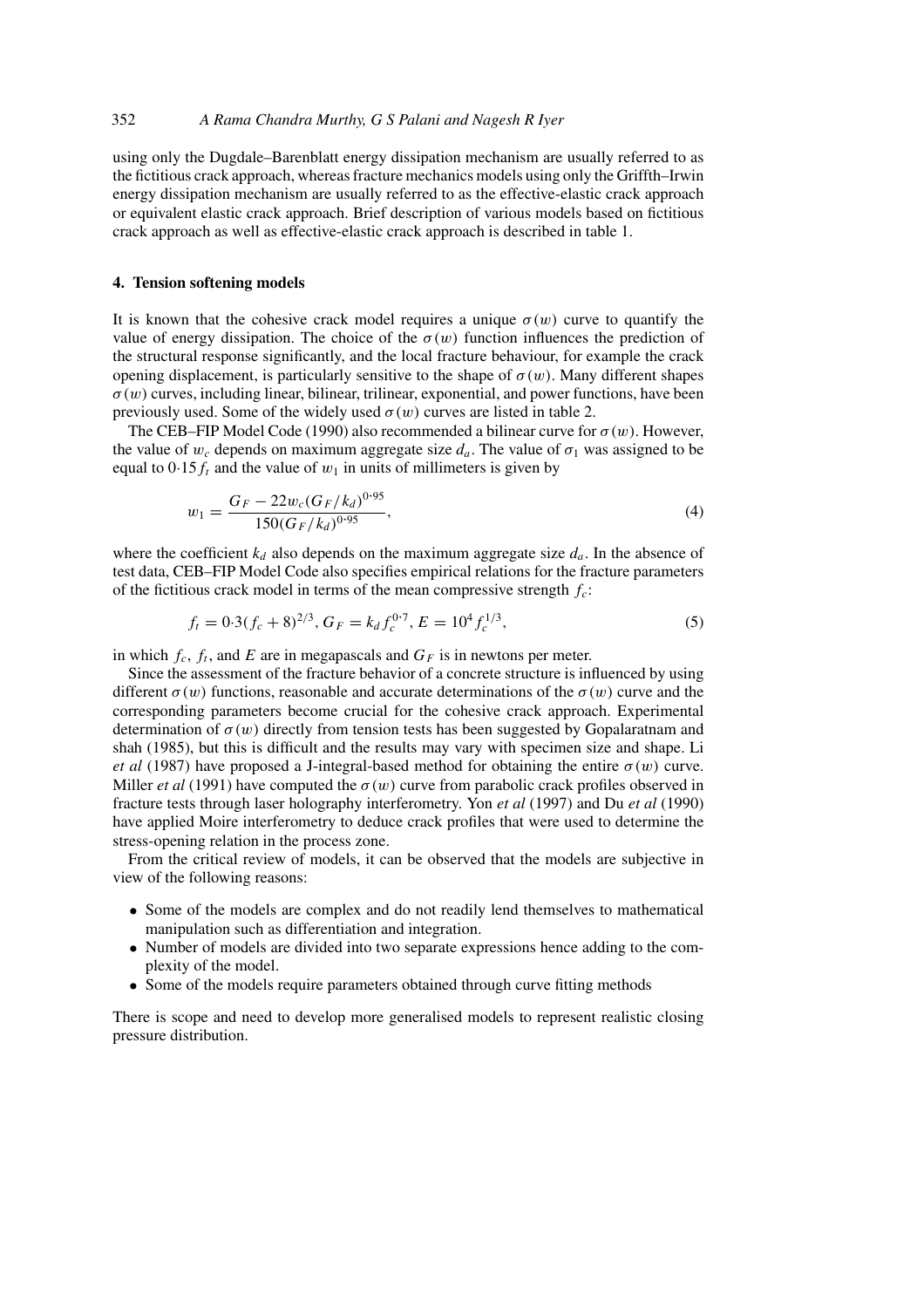using only the Dugdale–Barenblatt energy dissipation mechanism are usually referred to as the fictitious crack approach, whereas fracture mechanics models using only the Griffth–Irwin energy dissipation mechanism are usually referred to as the effective-elastic crack approach or equivalent elastic crack approach. Brief description of various models based on fictitious crack approach as well as effective-elastic crack approach is described in table 1.

## 4. Tension softening models

It is known that the cohesive crack model requires a unique $\sigma(w)$ curve to quantify the value of energy dissipation. The choice of the $\sigma(w)$ function influences the prediction of the structural response significantly, and the local fracture behaviour, for example the crack opening displacement, is particularly sensitive to the shape of $\sigma(w)$. Many different shapes $\sigma(w)$ curves, including linear, bilinear, trilinear, exponential, and power functions, have been previously used. Some of the widely used $\sigma(w)$ curves are listed in table 2.

The CEB–FIP Model Code (1990) also recommended a bilinear curve for $\sigma(w)$. However, the value of $w_c$ depends on maximum aggregate size $d_a$. The value of $\sigma_1$ was assigned to be equal to $0{\cdot}15 f_t$ and the value of $w_1$ in units of millimeters is given by

$$w_1 = \frac{G_F - 22 w_c (G_F/k_d)^{0{\cdot}95}}{150(G_F/k_d)^{0{\cdot}95}}, \tag{4}$$

where the coefficient $k_d$ also depends on the maximum aggregate size $d_a$. In the absence of test data, CEB–FIP Model Code also specifies empirical relations for the fracture parameters of the fictitious crack model in terms of the mean compressive strength $f_c$:

$$f_t = 0{\cdot}3(f_c + 8)^{2/3}, G_F = k_d f_c^{0{\cdot}7}, E = 10^4 f_c^{1/3}, \tag{5}$$

in which $f_c$, $f_t$, and $E$ are in megapascals and $G_F$ is in newtons per meter.

Since the assessment of the fracture behavior of a concrete structure is influenced by using different $\sigma(w)$ functions, reasonable and accurate determinations of the $\sigma(w)$ curve and the corresponding parameters become crucial for the cohesive crack approach. Experimental determination of $\sigma(w)$ directly from tension tests has been suggested by Gopalaratnam and shah (1985), but this is difficult and the results may vary with specimen size and shape. Li *et al* (1987) have proposed a J-integral-based method for obtaining the entire $\sigma(w)$ curve. Miller *et al* (1991) have computed the $\sigma(w)$ curve from parabolic crack profiles observed in fracture tests through laser holography interferometry. Yon *et al* (1997) and Du *et al* (1990) have applied Moire interferometry to deduce crack profiles that were used to determine the stress-opening relation in the process zone.

From the critical review of models, it can be observed that the models are subjective in view of the following reasons:

- Some of the models are complex and do not readily lend themselves to mathematical manipulation such as differentiation and integration.
- Number of models are divided into two separate expressions hence adding to the complexity of the model.
- Some of the models require parameters obtained through curve fitting methods

There is scope and need to develop more generalised models to represent realistic closing pressure distribution.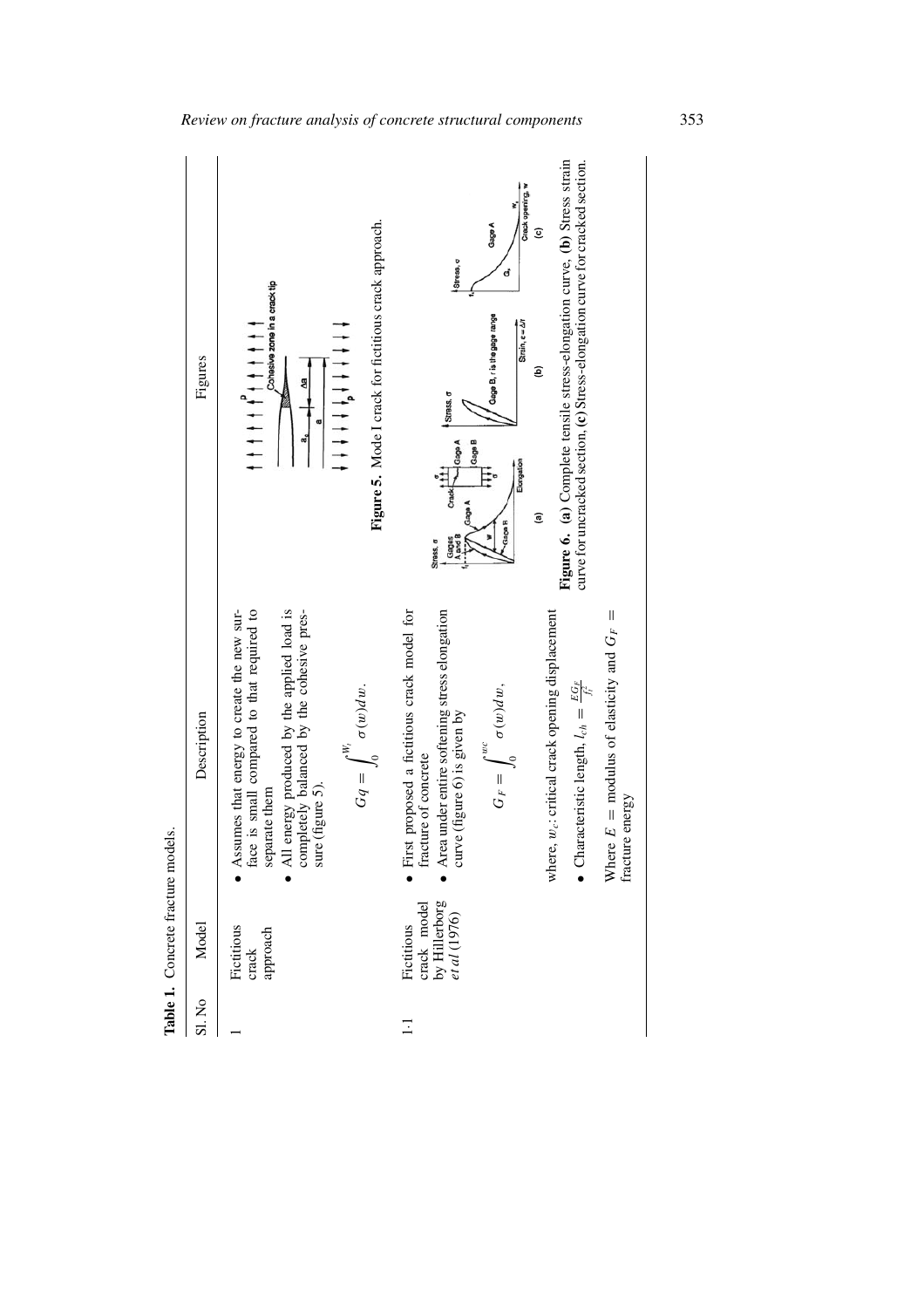**Table 1.** Concrete fracture models.

| Sl. No | Model | Description | Figures |
|---|---|---|---|
| 1 | Fictitious crack approach | • Assumes that energy to create the new surface is small compared to that required to separate them<br>• All energy produced by the applied load is completely balanced by the cohesive pressure (figure 5).<br>$$Gq = \int_0^{W_t} \sigma(w)dw.$$ | **Figure 5.** Mode I crack for fictitious crack approach. |
| 1·1 | Fictitious crack model by Hillerborg *et al* (1976) | • First proposed a fictitious crack model for fracture of concrete<br>• Area under entire softening stress elongation curve (figure 6) is given by<br>$$G_F = \int_0^{wc} \sigma(w)dw,$$<br>where, $w_c$: critical crack opening displacement<br>• Characteristic length, $l_{ch} = \frac{EG_F}{f_t^2}$<br>Where $E$ = modulus of elasticity and $G_F$ = fracture energy | **Figure 6.** **(a)** Complete tensile stress-elongation curve, **(b)** Stress strain curve for uncracked section, **(c)** Stress-elongation curve for cracked section. |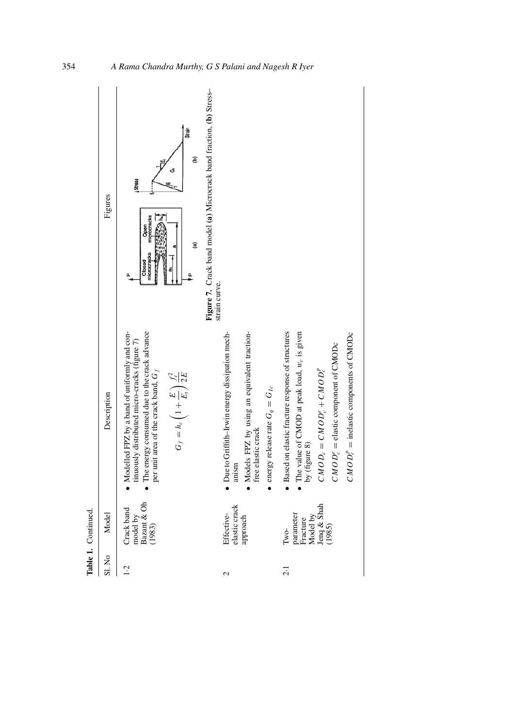**Table 1.** Continued.

| Sl. No | Model | Description | Figures |
|---|---|---|---|
| 1·2 | Crack band model by Bazant & Oh (1983) | • Modelled FPZ by a band of uniformly and continuously distributed micro-cracks (figure 7)<br>• The energy consumed due to the crack advance per unit area of the crack band, $G_f$<br>$$G_f = h_c\left(1 + \frac{E}{E_t}\right)\frac{f_t^2}{2E}$$ | **Figure 7.** Crack band model **(a)** Microcrack band fraction, **(b)** Stress–strain curve. |
| 2 | Effective-elastic crack approach | • Due to Griffith–Irwin energy dissipation mechanism<br>• Models FPZ by using an equivalent traction-free elastic crack<br>• energy release rate $G_q = G_{Ic}$ | |
| 2·1 | Two-parameter Fracture Model by Jenq & Shah (1985) | • Based on elastic fracture response of structures<br>• The value of CMOD at peak load, $w_c$ is given by (figure 8)<br>$CMOD_c = CMOD_c^e + CMOD_c^p$<br>$CMOD_c^e$ = elastic component of CMODc<br>$CMOD_c^p$ = inelastic components of CMODc | |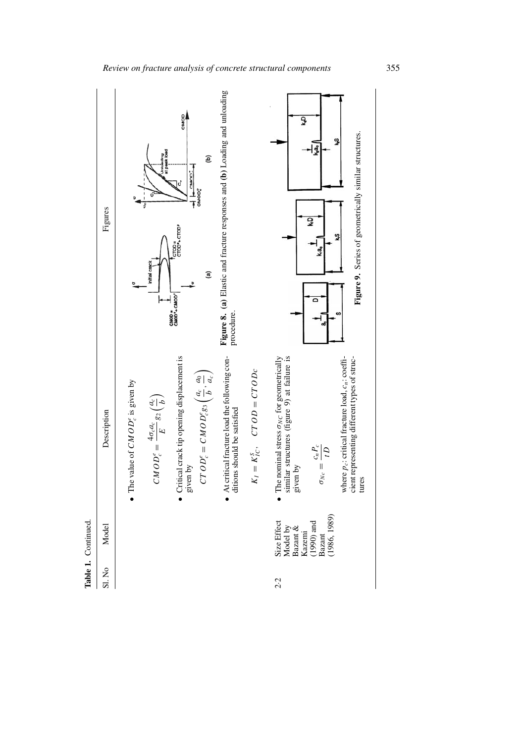**Table 1.** Continued.

| Sl. No | Model | Description | Figures |
|---|---|---|---|
| | | • The value of $CMOD_c^e$ is given by $$CMOD_c^e = \frac{4\sigma_c a_c}{E} g_2\left(\frac{a_c}{b}\right)$$ • Critical crack tip opening displacement is given by $$CTOD_c^e = CMOD_c^e g_3\left(\frac{a_c}{b}, \frac{a_0}{a_c}\right)$$ • At critical fracture load the following conditions should be satisfied $$K_I = K_{IC}^S, \quad CTOD = CTODc$$ | **Figure 8.** **(a)** Elastic and fracture responses and **(b)** Loading and unloading procedure. |
| 2·2 | Size Effect Model by Bazant & Kazemi (1990) and Bazant (1986, 1989) | • The nominal stress $\sigma_{NC}$ for geometrically similar structures (figure 9) at failure is given by $$\sigma_{Nc} = \frac{c_n P_c}{tD}$$ where $p_c$: critical fracture load, $c_n$: coefficient representing different types of structures | **Figure 9.** Series of geometrically similar structures. |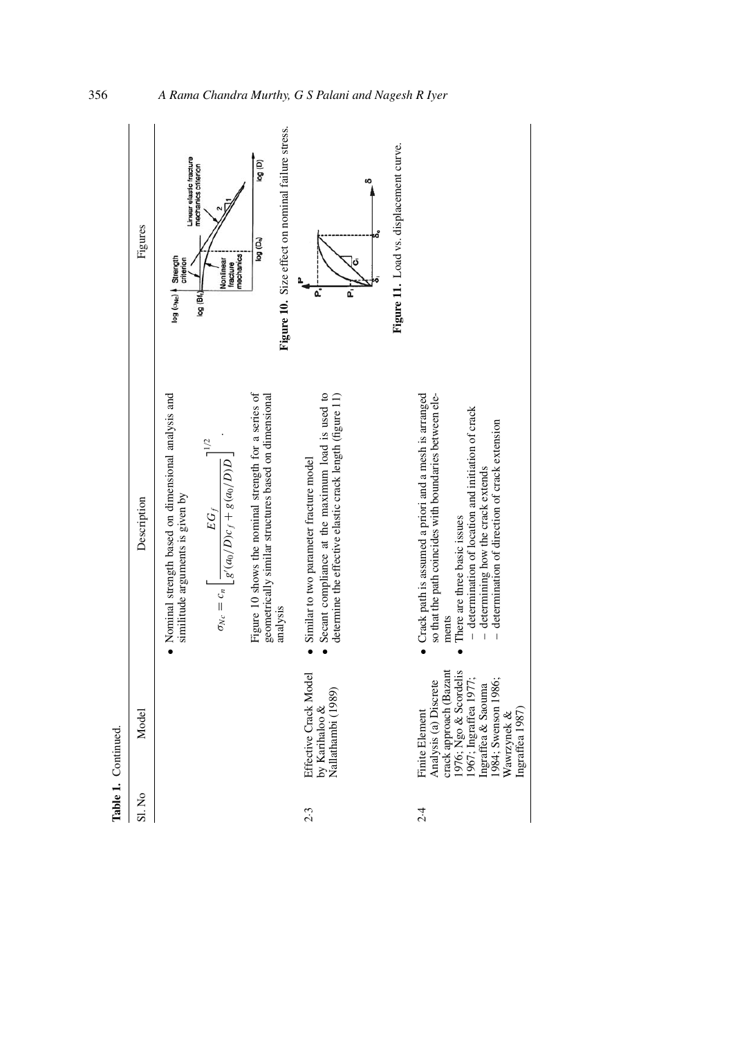**Table 1.** Continued.

| Sl. No | Model | Description | Figures |
|---|---|---|---|
| | | • Nominal strength based on dimensional analysis and similitude arguments is given by $$\sigma_{Nc} = c_n \left[ \frac{EG_f}{g'(a_0/D)c_f + g(a_0/D)D} \right]^{1/2}.$$ Figure 10 shows the nominal strength for a series of geometrically similar structures based on dimensional analysis | **Figure 10.** Size effect on nominal failure stress. |
| 2·3 | Effective Crack Model by Karihaloo & Nallathambi (1989) | • Similar to two parameter fracture model<br>• Secant compliance at the maximum load is used to determine the effective elastic crack length (figure 11) | **Figure 11.** Load vs. displacement curve. |
| 2·4 | Finite Element Analysis (a) Discrete crack approach (Bazant 1976; Ngo & Scordelis 1967; Ingraffea 1977; Ingraffea & Saouma 1984; Swenson 1986; Wawrzynek & Ingraffea 1987) | • Crack path is assumed a priori and a mesh is arranged so that the path coincides with boundaries between elements<br>• There are three basic issues<br>– determination of location and initiation of crack<br>– determining how the crack extends<br>– determination of direction of crack extension | |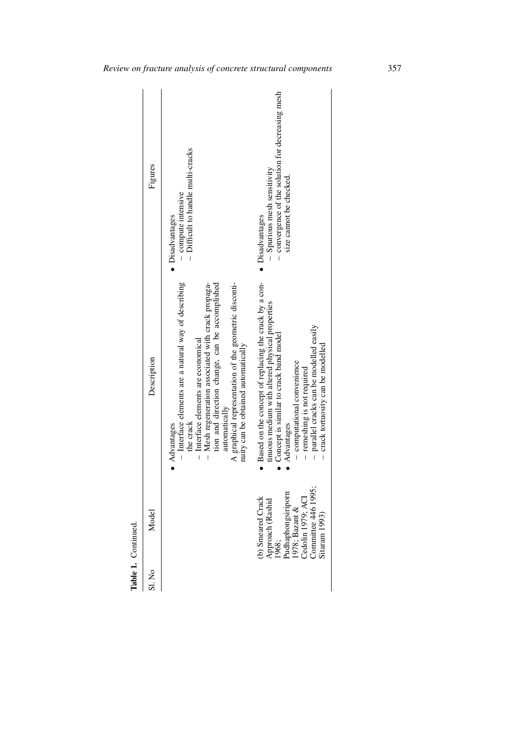**Table 1.** Continued.

| Sl. No | Model | Description | Figures |
|---|---|---|---|
| | | • Advantages<br>– Interface elements are a natural way of describing the crack<br>– Interface elements are economical<br>– Mesh regeneration associated with crack propagation and direction change, can be accomplished automatically<br>A graphical representation of the geometric discontinuity can be obtained automatically | • Disadvantages<br>– compute intensive<br>– Difficult to handle multi-cracks |
| | (b) Smeared Crack Approach (Rashid 1968; Pudhaphongsiriporn 1978; Bazant & Cedolin 1979; ACI Committee 446 1995; Sitaram 1993) | • Based on the concept of replacing the crack by a continuous medium with altered physical properties<br>• Concept is similar to crack band model<br>• Advantages<br>– computational convenience<br>– remeshing is not required<br>– parallel cracks can be modelled easily<br>– crack tortuosity can be modelled | • Disadvantages<br>– Spurious mesh sensitivity<br>– convergence of the solution for decreasing mesh size cannot be checked. |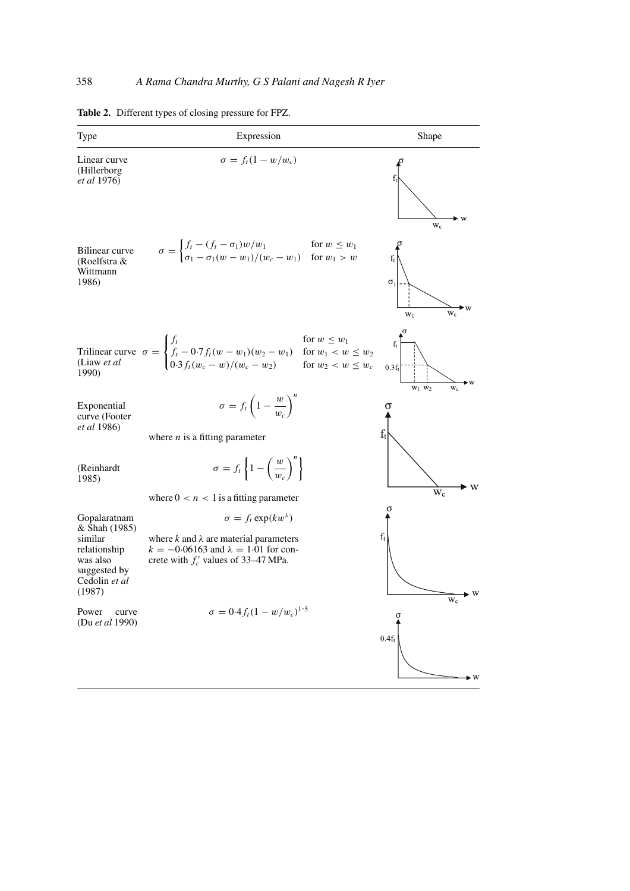**Table 2.** Different types of closing pressure for FPZ.

| Type | Expression | Shape |
|---|---|---|
| Linear curve (Hillerborg *et al* 1976) | $\sigma = f_t(1 - w/w_c)$ | |
| Bilinear curve (Roelfstra & Wittmann 1986) | $\sigma = \begin{cases} f_t - (f_t - \sigma_1)w/w_1 & \text{for } w \leq w_1 \\ \sigma_1 - \sigma_1(w - w_1)/(w_c - w_1) & \text{for } w_1 > w \end{cases}$ | |
| Trilinear curve (Liaw *et al* 1990) | $\sigma = \begin{cases} f_t & \text{for } w \leq w_1 \\ f_t - 0{\cdot}7 f_t(w - w_1)(w_2 - w_1) & \text{for } w_1 < w \leq w_2 \\ 0{\cdot}3 f_t(w_c - w)/(w_c - w_2) & \text{for } w_2 < w \leq w_c \end{cases}$ | |
| Exponential curve (Footer *et al* 1986) | $\sigma = f_t\left(1 - \frac{w}{w_c}\right)^n$ where $n$ is a fitting parameter | |
| (Reinhardt 1985) | $\sigma = f_t\left\{1 - \left(\frac{w}{w_c}\right)^n\right\}$ where $0 < n < 1$ is a fitting parameter | |
| Gopalaratnam & Shah (1985) similar relationship was also suggested by Cedolin *et al* (1987) | $\sigma = f_t \exp(kw^{\lambda})$ where $k$ and $\lambda$ are material parameters $k = -0{\cdot}06163$ and $\lambda = 1{\cdot}01$ for concrete with $f_c'$ values of 33–47 MPa. | |
| Power curve (Du *et al* 1990) | $\sigma = 0{\cdot}4 f_t(1 - w/w_c)^{1{\cdot}5}$ | |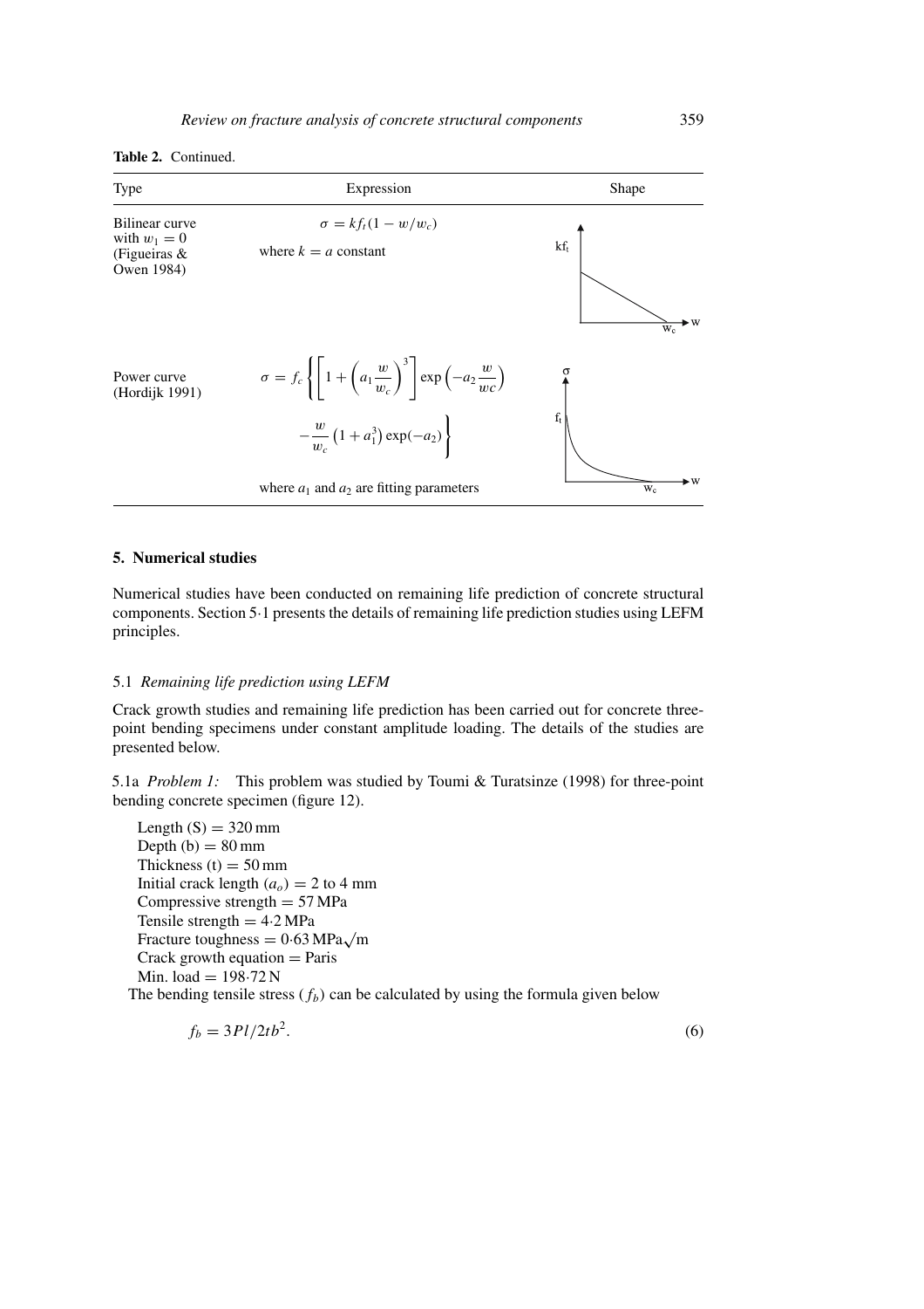**Table 2.** Continued.

| Type | Expression | Shape |
|---|---|---|
| Bilinear curve with $w_1 = 0$ (Figueiras & Owen 1984) | $\sigma = kf_t(1 - w/w_c)$ where $k = a$ constant | |
| Power curve (Hordijk 1991) | $\sigma = f_c\left\{\left[1 + \left(a_1 \frac{w}{w_c}\right)^3\right]\exp\left(-a_2 \frac{w}{wc}\right) - \frac{w}{w_c}\left(1 + a_1^3\right)\exp(-a_2)\right\}$ where $a_1$ and $a_2$ are fitting parameters | |

## 5. Numerical studies

Numerical studies have been conducted on remaining life prediction of concrete structural components. Section 5·1 presents the details of remaining life prediction studies using LEFM principles.

### 5.1 *Remaining life prediction using LEFM*

Crack growth studies and remaining life prediction has been carried out for concrete three-point bending specimens under constant amplitude loading. The details of the studies are presented below.

5.1a *Problem 1:* This problem was studied by Toumi & Turatsinze (1998) for three-point bending concrete specimen (figure 12).

Length (S) = 320 mm
Depth (b) = 80 mm
Thickness (t) = 50 mm
Initial crack length ($a_o$) = 2 to 4 mm
Compressive strength = 57 MPa
Tensile strength = 4·2 MPa
Fracture toughness = 0·63 MPa$\sqrt{\text{m}}$
Crack growth equation = Paris
Min. load = 198·72 N

The bending tensile stress ($f_b$) can be calculated by using the formula given below

$$f_b = 3Pl/2tb^2. \tag{6}$$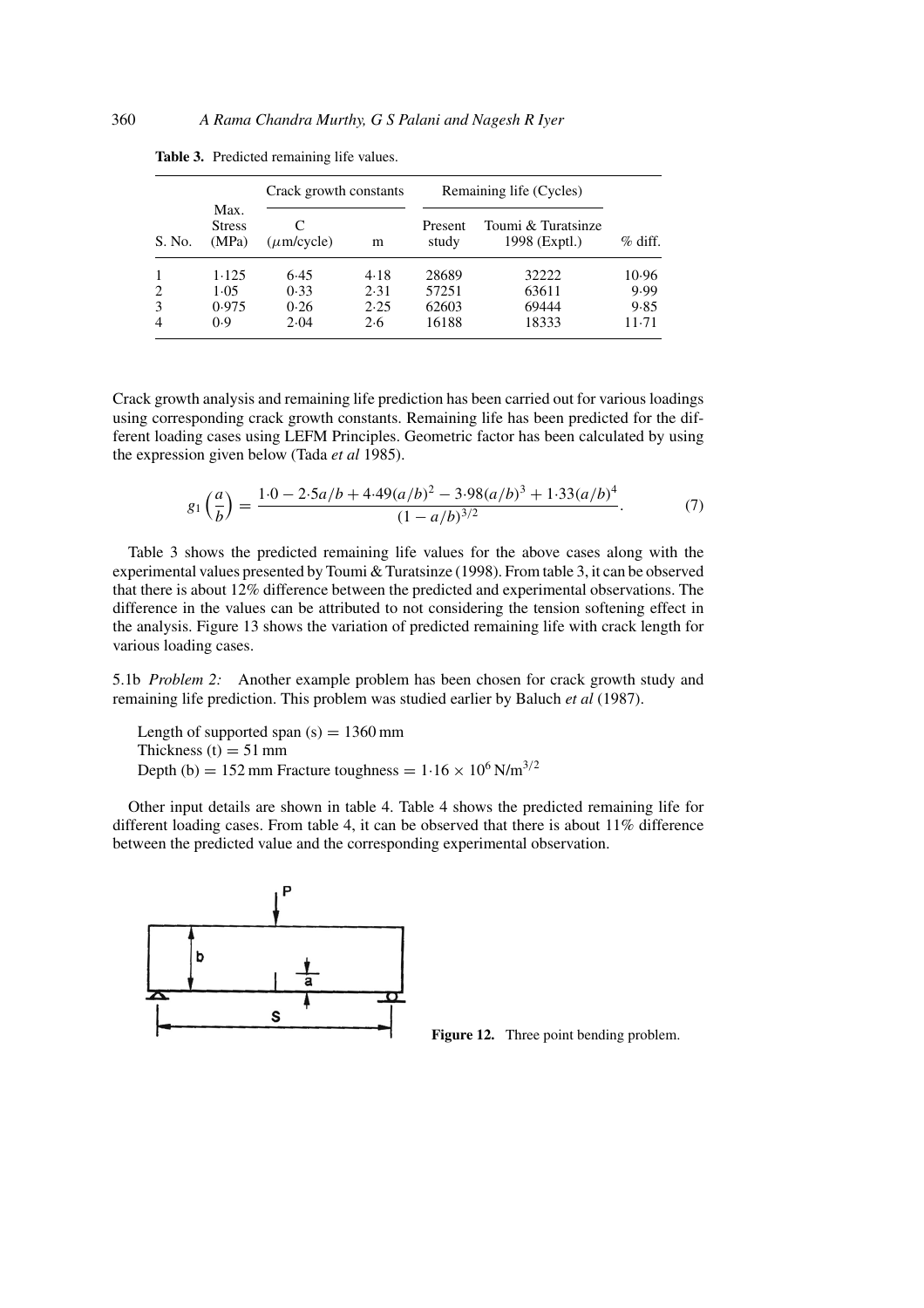**Table 3.** Predicted remaining life values.

| S. No. | Max. Stress (MPa) | Crack growth constants | | Remaining life (Cycles) | | % diff. |
|---|---|---|---|---|---|---|
| | | C ($\mu$m/cycle) | m | Present study | Toumi & Turatsinze 1998 (Exptl.) | |
| 1 | 1·125 | 6·45 | 4·18 | 28689 | 32222 | 10·96 |
| 2 | 1·05 | 0·33 | 2·31 | 57251 | 63611 | 9·99 |
| 3 | 0·975 | 0·26 | 2·25 | 62603 | 69444 | 9·85 |
| 4 | 0·9 | 2·04 | 2·6 | 16188 | 18333 | 11·71 |

Crack growth analysis and remaining life prediction has been carried out for various loadings using corresponding crack growth constants. Remaining life has been predicted for the different loading cases using LEFM Principles. Geometric factor has been calculated by using the expression given below (Tada *et al* 1985).

$$g_1\left(\frac{a}{b}\right) = \frac{1{\cdot}0 - 2{\cdot}5a/b + 4{\cdot}49(a/b)^2 - 3{\cdot}98(a/b)^3 + 1{\cdot}33(a/b)^4}{(1-a/b)^{3/2}}. \tag{7}$$

Table 3 shows the predicted remaining life values for the above cases along with the experimental values presented by Toumi & Turatsinze (1998). From table 3, it can be observed that there is about 12% difference between the predicted and experimental observations. The difference in the values can be attributed to not considering the tension softening effect in the analysis. Figure 13 shows the variation of predicted remaining life with crack length for various loading cases.

5.1b *Problem 2:* Another example problem has been chosen for crack growth study and remaining life prediction. This problem was studied earlier by Baluch *et al* (1987).

Length of supported span (s) = 1360 mm
Thickness (t) = 51 mm
Depth (b) = 152 mm Fracture toughness = $1{\cdot}16 \times 10^6\,\mathrm{N/m^{3/2}}$

Other input details are shown in table 4. Table 4 shows the predicted remaining life for different loading cases. From table 4, it can be observed that there is about 11% difference between the predicted value and the corresponding experimental observation.

**Figure 12.** Three point bending problem.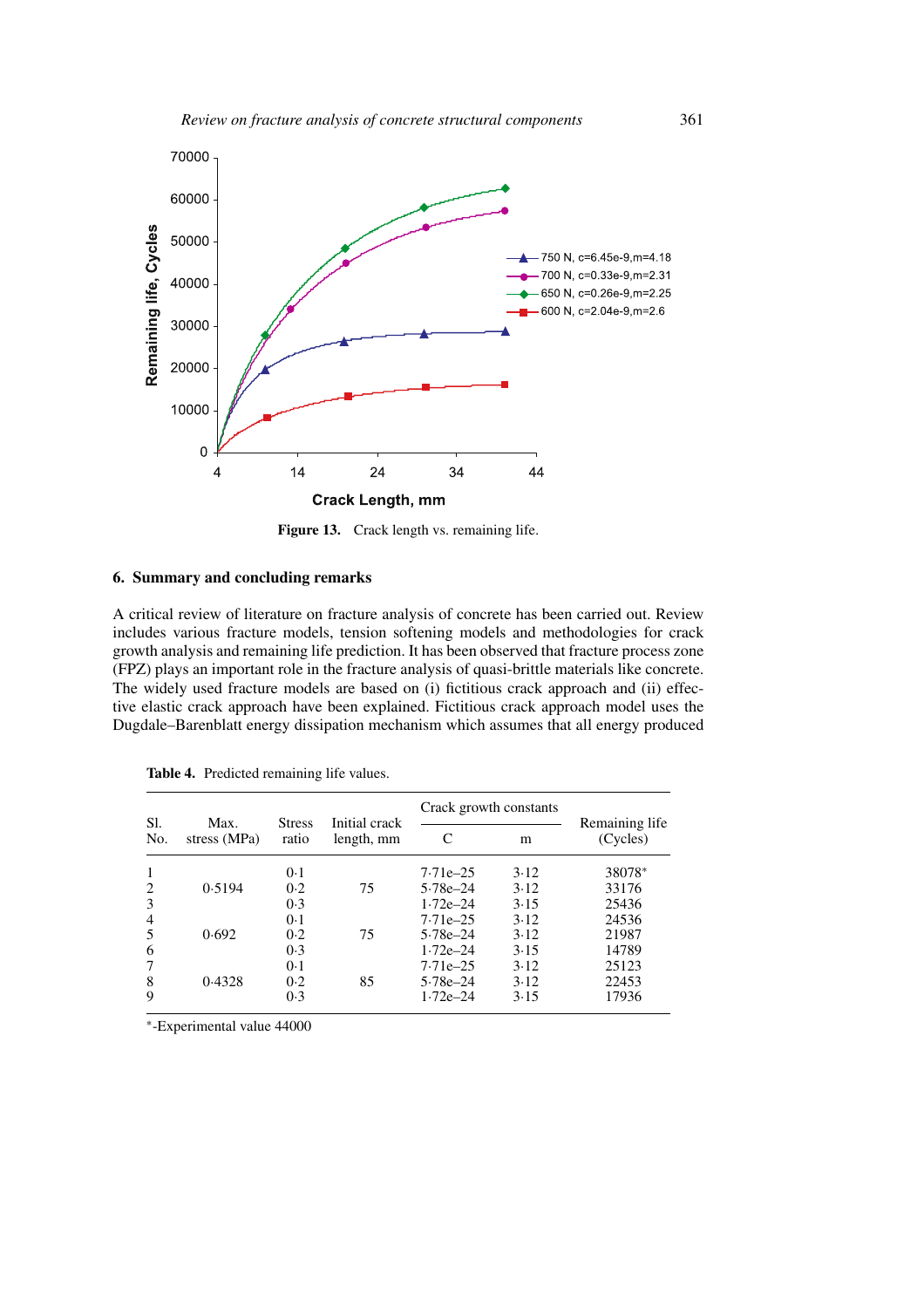Figure 13. Crack length vs. remaining life.

## 6. Summary and concluding remarks

A critical review of literature on fracture analysis of concrete has been carried out. Review includes various fracture models, tension softening models and methodologies for crack growth analysis and remaining life prediction. It has been observed that fracture process zone (FPZ) plays an important role in the fracture analysis of quasi-brittle materials like concrete. The widely used fracture models are based on (i) fictitious crack approach and (ii) effective elastic crack approach have been explained. Fictitious crack approach model uses the Dugdale–Barenblatt energy dissipation mechanism which assumes that all energy produced

**Table 4.** Predicted remaining life values.

| Sl. No. | Max. stress (MPa) | Stress ratio | Initial crack length, mm | Crack growth constants | | Remaining life (Cycles) |
|---|---|---|---|---|---|---|
| | | | | C | m | |
| 1 | | 0·1 | | 7·71e–25 | 3·12 | 38078* |
| 2 | 0·5194 | 0·2 | 75 | 5·78e–24 | 3·12 | 33176 |
| 3 | | 0·3 | | 1·72e–24 | 3·15 | 25436 |
| 4 | | 0·1 | | 7·71e–25 | 3·12 | 24536 |
| 5 | 0·692 | 0·2 | 75 | 5·78e–24 | 3·12 | 21987 |
| 6 | | 0·3 | | 1·72e–24 | 3·15 | 14789 |
| 7 | | 0·1 | | 7·71e–25 | 3·12 | 25123 |
| 8 | 0·4328 | 0·2 | 85 | 5·78e–24 | 3·12 | 22453 |
| 9 | | 0·3 | | 1·72e–24 | 3·15 | 17936 |

*-Experimental value 44000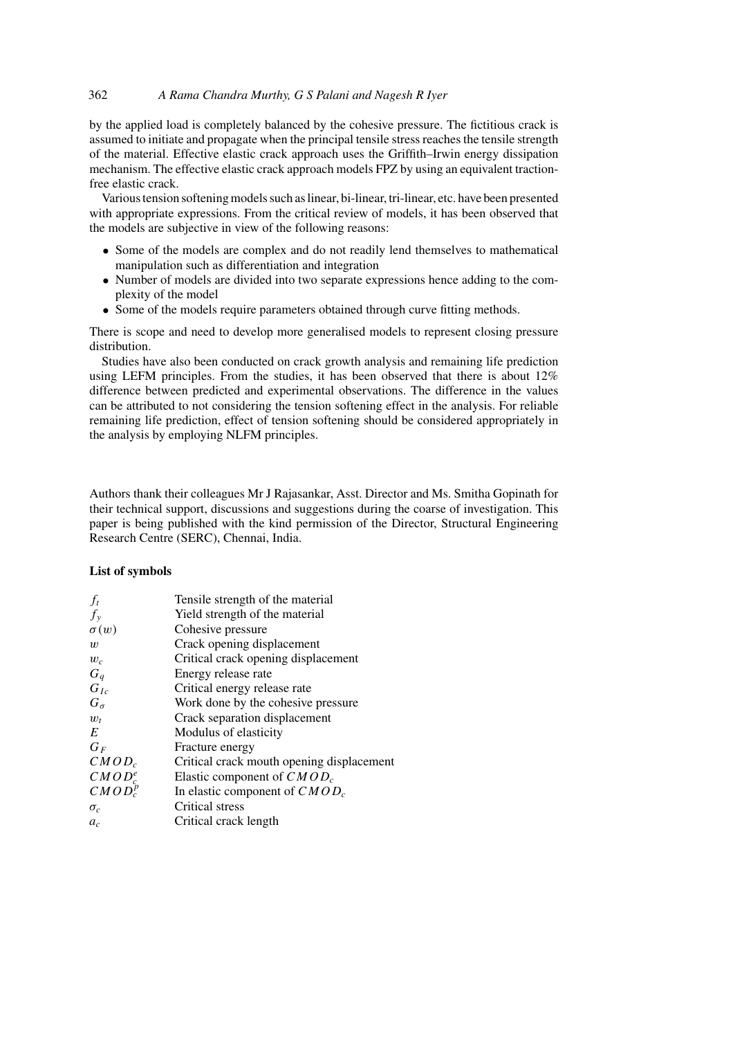by the applied load is completely balanced by the cohesive pressure. The fictitious crack is assumed to initiate and propagate when the principal tensile stress reaches the tensile strength of the material. Effective elastic crack approach uses the Griffith–Irwin energy dissipation mechanism. The effective elastic crack approach models FPZ by using an equivalent traction-free elastic crack.

Various tension softening models such as linear, bi-linear, tri-linear, etc. have been presented with appropriate expressions. From the critical review of models, it has been observed that the models are subjective in view of the following reasons:

- Some of the models are complex and do not readily lend themselves to mathematical manipulation such as differentiation and integration
- Number of models are divided into two separate expressions hence adding to the complexity of the model
- Some of the models require parameters obtained through curve fitting methods.

There is scope and need to develop more generalised models to represent closing pressure distribution.

Studies have also been conducted on crack growth analysis and remaining life prediction using LEFM principles. From the studies, it has been observed that there is about 12% difference between predicted and experimental observations. The difference in the values can be attributed to not considering the tension softening effect in the analysis. For reliable remaining life prediction, effect of tension softening should be considered appropriately in the analysis by employing NLFM principles.

Authors thank their colleagues Mr J Rajasankar, Asst. Director and Ms. Smitha Gopinath for their technical support, discussions and suggestions during the coarse of investigation. This paper is being published with the kind permission of the Director, Structural Engineering Research Centre (SERC), Chennai, India.

### List of symbols

| Symbol | Description |
|---|---|
| $f_t$ | Tensile strength of the material |
| $f_y$ | Yield strength of the material |
| $\sigma(w)$ | Cohesive pressure |
| $w$ | Crack opening displacement |
| $w_c$ | Critical crack opening displacement |
| $G_q$ | Energy release rate |
| $G_{Ic}$ | Critical energy release rate |
| $G_\sigma$ | Work done by the cohesive pressure |
| $w_t$ | Crack separation displacement |
| $E$ | Modulus of elasticity |
| $G_F$ | Fracture energy |
| $CMOD_c$ | Critical crack mouth opening displacement |
| $CMOD_c^e$ | Elastic component of $CMOD_c$ |
| $CMOD_c^p$ | In elastic component of $CMOD_c$ |
| $\sigma_c$ | Critical stress |
| $a_c$ | Critical crack length |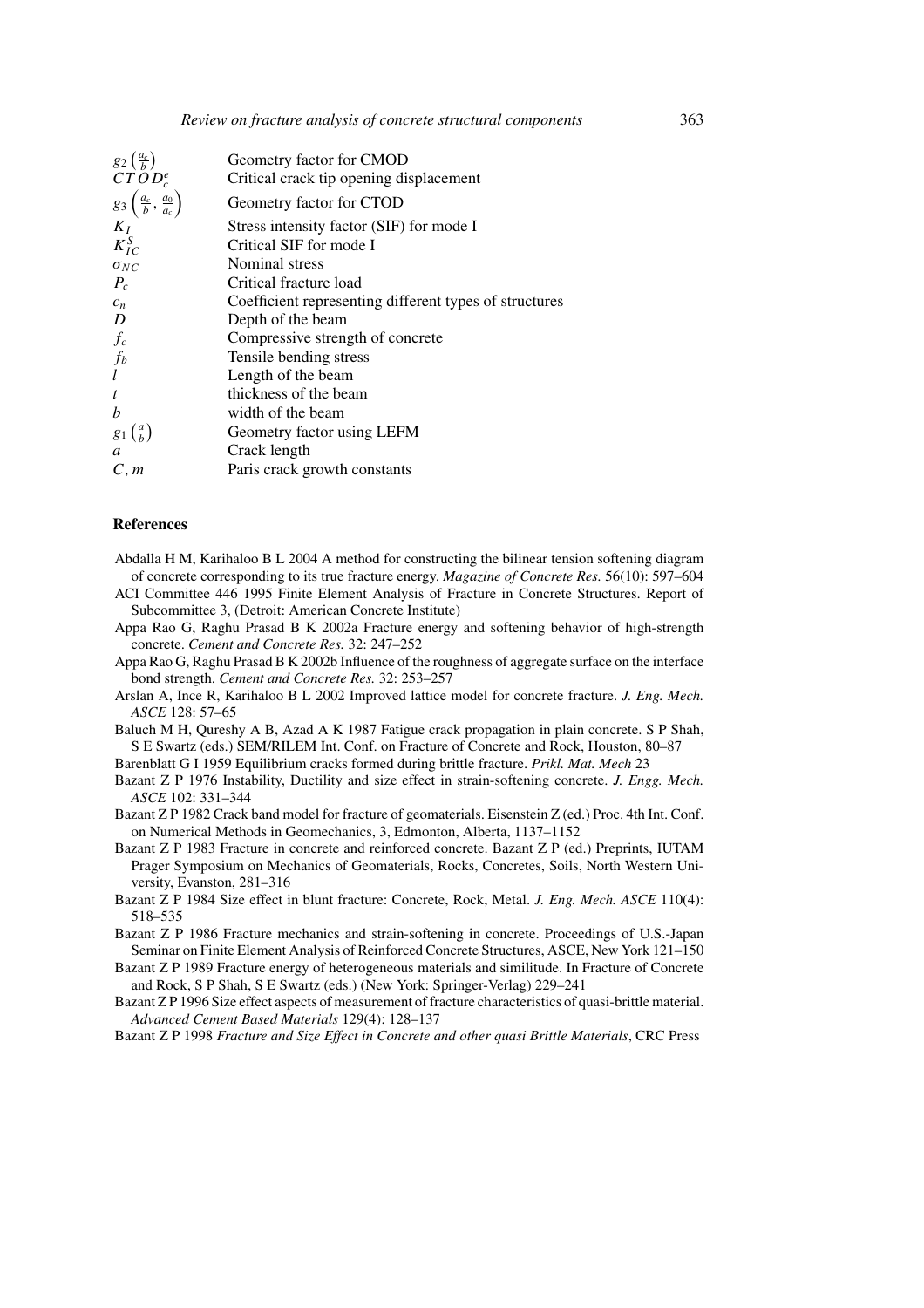| | |
|---|---|
| $g_2\left(\frac{a_c}{b}\right)$ | Geometry factor for CMOD |
| $CTOD_c^e$ | Critical crack tip opening displacement |
| $g_3\left(\frac{a_c}{b}, \frac{a_0}{a_c}\right)$ | Geometry factor for CTOD |
| $K_I$ | Stress intensity factor (SIF) for mode I |
| $K_{IC}^S$ | Critical SIF for mode I |
| $\sigma_{NC}$ | Nominal stress |
| $P_c$ | Critical fracture load |
| $c_n$ | Coefficient representing different types of structures |
| $D$ | Depth of the beam |
| $f_c$ | Compressive strength of concrete |
| $f_b$ | Tensile bending stress |
| $l$ | Length of the beam |
| $t$ | thickness of the beam |
| $b$ | width of the beam |
| $g_1\left(\frac{a}{b}\right)$ | Geometry factor using LEFM |
| $a$ | Crack length |
| $C, m$ | Paris crack growth constants |

## References

Abdalla H M, Karihaloo B L 2004 A method for constructing the bilinear tension softening diagram of concrete corresponding to its true fracture energy. *Magazine of Concrete Res.* 56(10): 597–604

ACI Committee 446 1995 Finite Element Analysis of Fracture in Concrete Structures. Report of Subcommittee 3, (Detroit: American Concrete Institute)

Appa Rao G, Raghu Prasad B K 2002a Fracture energy and softening behavior of high-strength concrete. *Cement and Concrete Res.* 32: 247–252

Appa Rao G, Raghu Prasad B K 2002b Influence of the roughness of aggregate surface on the interface bond strength. *Cement and Concrete Res.* 32: 253–257

Arslan A, Ince R, Karihaloo B L 2002 Improved lattice model for concrete fracture. *J. Eng. Mech. ASCE* 128: 57–65

Baluch M H, Qureshy A B, Azad A K 1987 Fatigue crack propagation in plain concrete. S P Shah, S E Swartz (eds.) SEM/RILEM Int. Conf. on Fracture of Concrete and Rock, Houston, 80–87

Barenblatt G I 1959 Equilibrium cracks formed during brittle fracture. *Prikl. Mat. Mech* 23

Bazant Z P 1976 Instability, Ductility and size effect in strain-softening concrete. *J. Engg. Mech. ASCE* 102: 331–344

Bazant Z P 1982 Crack band model for fracture of geomaterials. Eisenstein Z (ed.) Proc. 4th Int. Conf. on Numerical Methods in Geomechanics, 3, Edmonton, Alberta, 1137–1152

Bazant Z P 1983 Fracture in concrete and reinforced concrete. Bazant Z P (ed.) Preprints, IUTAM Prager Symposium on Mechanics of Geomaterials, Rocks, Concretes, Soils, North Western University, Evanston, 281–316

Bazant Z P 1984 Size effect in blunt fracture: Concrete, Rock, Metal. *J. Eng. Mech. ASCE* 110(4): 518–535

Bazant Z P 1986 Fracture mechanics and strain-softening in concrete. Proceedings of U.S.-Japan Seminar on Finite Element Analysis of Reinforced Concrete Structures, ASCE, New York 121–150

Bazant Z P 1989 Fracture energy of heterogeneous materials and similitude. In Fracture of Concrete and Rock, S P Shah, S E Swartz (eds.) (New York: Springer-Verlag) 229–241

Bazant Z P 1996 Size effect aspects of measurement of fracture characteristics of quasi-brittle material. *Advanced Cement Based Materials* 129(4): 128–137

Bazant Z P 1998 *Fracture and Size Effect in Concrete and other quasi Brittle Materials*, CRC Press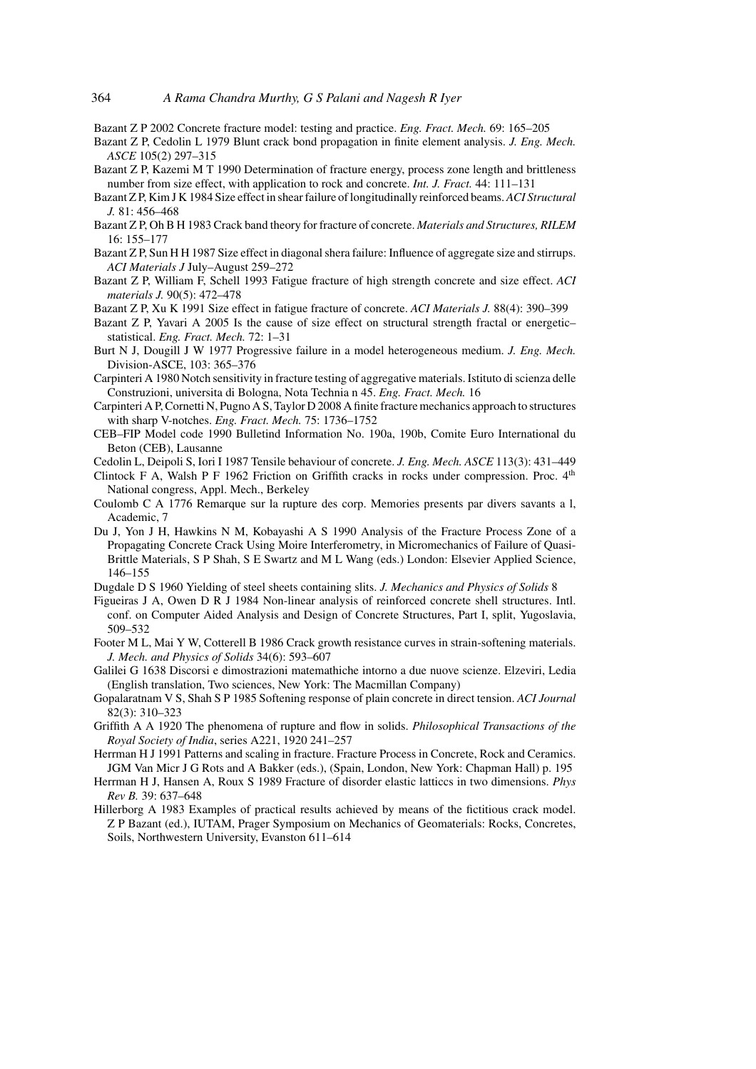Bazant Z P 2002 Concrete fracture model: testing and practice. *Eng. Fract. Mech.* 69: 165–205

Bazant Z P, Cedolin L 1979 Blunt crack bond propagation in finite element analysis. *J. Eng. Mech. ASCE* 105(2) 297–315

Bazant Z P, Kazemi M T 1990 Determination of fracture energy, process zone length and brittleness number from size effect, with application to rock and concrete. *Int. J. Fract.* 44: 111–131

Bazant Z P, Kim J K 1984 Size effect in shear failure of longitudinally reinforced beams. *ACI Structural J.* 81: 456–468

Bazant Z P, Oh B H 1983 Crack band theory for fracture of concrete. *Materials and Structures, RILEM* 16: 155–177

Bazant Z P, Sun H H 1987 Size effect in diagonal shera failure: Influence of aggregate size and stirrups. *ACI Materials J* July–August 259–272

Bazant Z P, William F, Schell 1993 Fatigue fracture of high strength concrete and size effect. *ACI materials J.* 90(5): 472–478

Bazant Z P, Xu K 1991 Size effect in fatigue fracture of concrete. *ACI Materials J.* 88(4): 390–399

Bazant Z P, Yavari A 2005 Is the cause of size effect on structural strength fractal or energetic–statistical. *Eng. Fract. Mech.* 72: 1–31

Burt N J, Dougill J W 1977 Progressive failure in a model heterogeneous medium. *J. Eng. Mech.* Division-ASCE, 103: 365–376

Carpinteri A 1980 Notch sensitivity in fracture testing of aggregative materials. Istituto di scienza delle Construzioni, universita di Bologna, Nota Technia n 45. *Eng. Fract. Mech.* 16

Carpinteri A P, Cornetti N, Pugno A S, Taylor D 2008 A finite fracture mechanics approach to structures with sharp V-notches. *Eng. Fract. Mech.* 75: 1736–1752

CEB–FIP Model code 1990 Bulletind Information No. 190a, 190b, Comite Euro International du Beton (CEB), Lausanne

Cedolin L, Deipoli S, Iori I 1987 Tensile behaviour of concrete. *J. Eng. Mech. ASCE* 113(3): 431–449

Clintock F A, Walsh P F 1962 Friction on Griffith cracks in rocks under compression. Proc. 4th National congress, Appl. Mech., Berkeley

Coulomb C A 1776 Remarque sur la rupture des corp. Memories presents par divers savants a l, Academic, 7

Du J, Yon J H, Hawkins N M, Kobayashi A S 1990 Analysis of the Fracture Process Zone of a Propagating Concrete Crack Using Moire Interferometry, in Micromechanics of Failure of Quasi-Brittle Materials, S P Shah, S E Swartz and M L Wang (eds.) London: Elsevier Applied Science, 146–155

Dugdale D S 1960 Yielding of steel sheets containing slits. *J. Mechanics and Physics of Solids* 8

Figueiras J A, Owen D R J 1984 Non-linear analysis of reinforced concrete shell structures. Intl. conf. on Computer Aided Analysis and Design of Concrete Structures, Part I, split, Yugoslavia, 509–532

Footer M L, Mai Y W, Cotterell B 1986 Crack growth resistance curves in strain-softening materials. *J. Mech. and Physics of Solids* 34(6): 593–607

Galilei G 1638 Discorsi e dimostrazioni matemathiche intorno a due nuove scienze. Elzeviri, Ledia (English translation, Two sciences, New York: The Macmillan Company)

Gopalaratnam V S, Shah S P 1985 Softening response of plain concrete in direct tension. *ACI Journal* 82(3): 310–323

Griffith A A 1920 The phenomena of rupture and flow in solids. *Philosophical Transactions of the Royal Society of India*, series A221, 1920 241–257

Herrman H J 1991 Patterns and scaling in fracture. Fracture Process in Concrete, Rock and Ceramics. JGM Van Micr J G Rots and A Bakker (eds.), (Spain, London, New York: Chapman Hall) p. 195

Herrman H J, Hansen A, Roux S 1989 Fracture of disorder elastic latticcs in two dimensions. *Phys Rev B.* 39: 637–648

Hillerborg A 1983 Examples of practical results achieved by means of the fictitious crack model. Z P Bazant (ed.), IUTAM, Prager Symposium on Mechanics of Geomaterials: Rocks, Concretes, Soils, Northwestern University, Evanston 611–614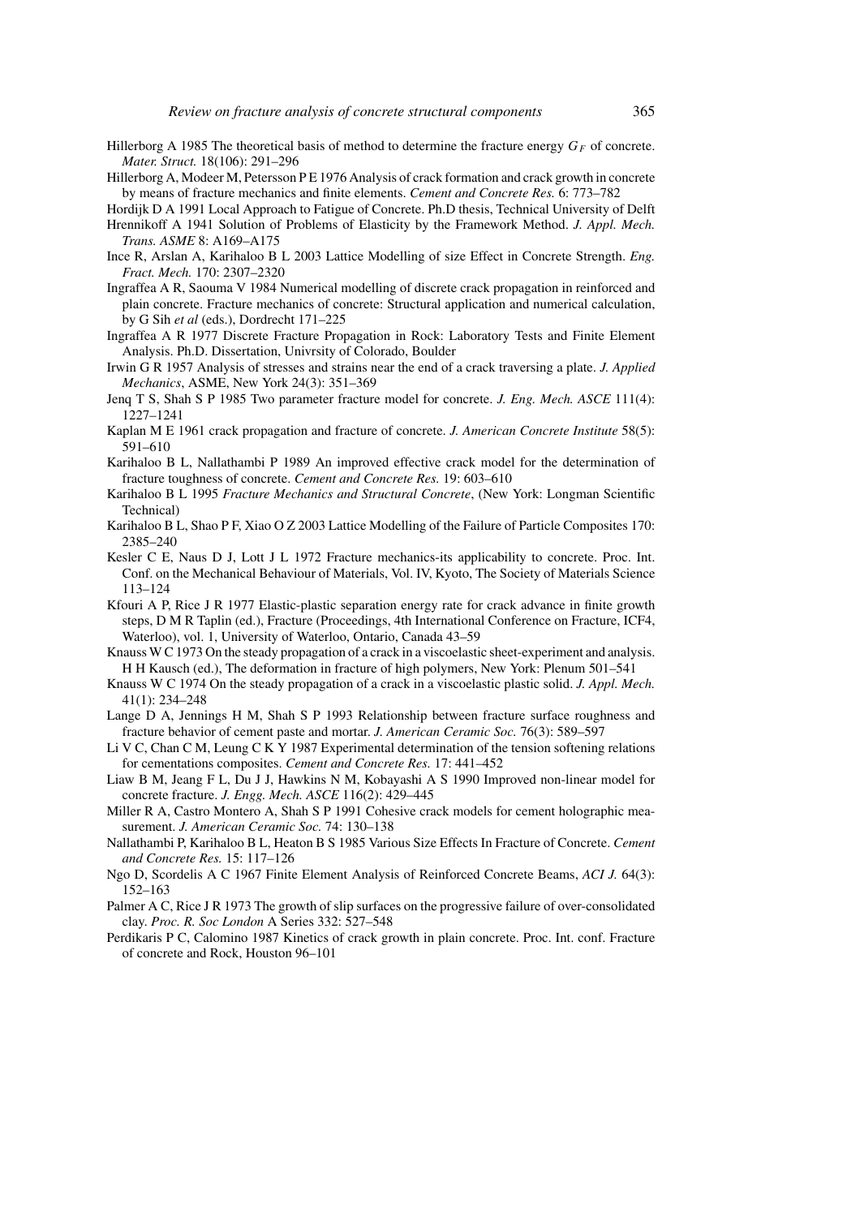Hillerborg A 1985 The theoretical basis of method to determine the fracture energy $G_F$ of concrete. *Mater. Struct.* 18(106): 291–296

Hillerborg A, Modeer M, Petersson P E 1976 Analysis of crack formation and crack growth in concrete by means of fracture mechanics and finite elements. *Cement and Concrete Res.* 6: 773–782

Hordijk D A 1991 Local Approach to Fatigue of Concrete. Ph.D thesis, Technical University of Delft

Hrennikoff A 1941 Solution of Problems of Elasticity by the Framework Method. *J. Appl. Mech. Trans. ASME* 8: A169–A175

Ince R, Arslan A, Karihaloo B L 2003 Lattice Modelling of size Effect in Concrete Strength. *Eng. Fract. Mech.* 170: 2307–2320

Ingraffea A R, Saouma V 1984 Numerical modelling of discrete crack propagation in reinforced and plain concrete. Fracture mechanics of concrete: Structural application and numerical calculation, by G Sih *et al* (eds.), Dordrecht 171–225

Ingraffea A R 1977 Discrete Fracture Propagation in Rock: Laboratory Tests and Finite Element Analysis. Ph.D. Dissertation, Univrsity of Colorado, Boulder

Irwin G R 1957 Analysis of stresses and strains near the end of a crack traversing a plate. *J. Applied Mechanics*, ASME, New York 24(3): 351–369

Jenq T S, Shah S P 1985 Two parameter fracture model for concrete. *J. Eng. Mech. ASCE* 111(4): 1227–1241

Kaplan M E 1961 crack propagation and fracture of concrete. *J. American Concrete Institute* 58(5): 591–610

Karihaloo B L, Nallathambi P 1989 An improved effective crack model for the determination of fracture toughness of concrete. *Cement and Concrete Res.* 19: 603–610

Karihaloo B L 1995 *Fracture Mechanics and Structural Concrete*, (New York: Longman Scientific Technical)

Karihaloo B L, Shao P F, Xiao O Z 2003 Lattice Modelling of the Failure of Particle Composites 170: 2385–240

Kesler C E, Naus D J, Lott J L 1972 Fracture mechanics-its applicability to concrete. Proc. Int. Conf. on the Mechanical Behaviour of Materials, Vol. IV, Kyoto, The Society of Materials Science 113–124

Kfouri A P, Rice J R 1977 Elastic-plastic separation energy rate for crack advance in finite growth steps, D M R Taplin (ed.), Fracture (Proceedings, 4th International Conference on Fracture, ICF4, Waterloo), vol. 1, University of Waterloo, Ontario, Canada 43–59

Knauss W C 1973 On the steady propagation of a crack in a viscoelastic sheet-experiment and analysis. H H Kausch (ed.), The deformation in fracture of high polymers, New York: Plenum 501–541

Knauss W C 1974 On the steady propagation of a crack in a viscoelastic plastic solid. *J. Appl. Mech.* 41(1): 234–248

Lange D A, Jennings H M, Shah S P 1993 Relationship between fracture surface roughness and fracture behavior of cement paste and mortar. *J. American Ceramic Soc.* 76(3): 589–597

Li V C, Chan C M, Leung C K Y 1987 Experimental determination of the tension softening relations for cementations composites. *Cement and Concrete Res.* 17: 441–452

Liaw B M, Jeang F L, Du J J, Hawkins N M, Kobayashi A S 1990 Improved non-linear model for concrete fracture. *J. Engg. Mech. ASCE* 116(2): 429–445

Miller R A, Castro Montero A, Shah S P 1991 Cohesive crack models for cement holographic measurement. *J. American Ceramic Soc.* 74: 130–138

Nallathambi P, Karihaloo B L, Heaton B S 1985 Various Size Effects In Fracture of Concrete. *Cement and Concrete Res.* 15: 117–126

Ngo D, Scordelis A C 1967 Finite Element Analysis of Reinforced Concrete Beams, *ACI J.* 64(3): 152–163

Palmer A C, Rice J R 1973 The growth of slip surfaces on the progressive failure of over-consolidated clay. *Proc. R. Soc London* A Series 332: 527–548

Perdikaris P C, Calomino 1987 Kinetics of crack growth in plain concrete. Proc. Int. conf. Fracture of concrete and Rock, Houston 96–101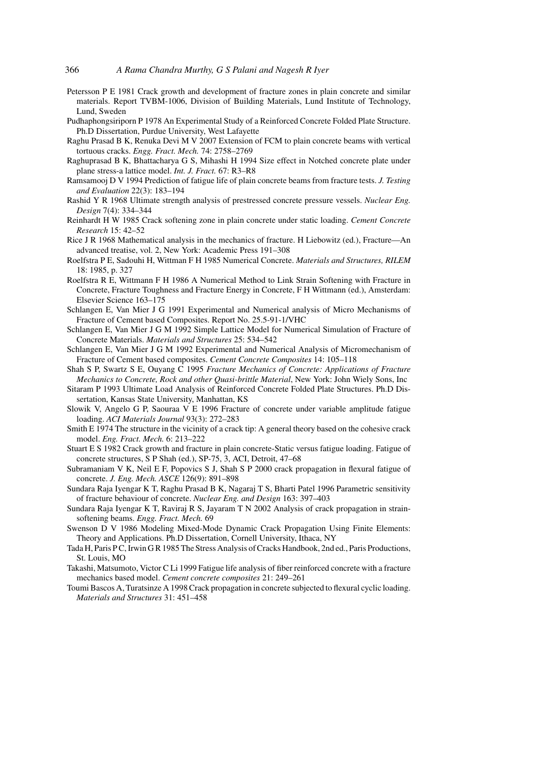Petersson P E 1981 Crack growth and development of fracture zones in plain concrete and similar materials. Report TVBM-1006, Division of Building Materials, Lund Institute of Technology, Lund, Sweden

Pudhaphongsiriporn P 1978 An Experimental Study of a Reinforced Concrete Folded Plate Structure. Ph.D Dissertation, Purdue University, West Lafayette

Raghu Prasad B K, Renuka Devi M V 2007 Extension of FCM to plain concrete beams with vertical tortuous cracks. *Engg. Fract. Mech.* 74: 2758–2769

Raghuprasad B K, Bhattacharya G S, Mihashi H 1994 Size effect in Notched concrete plate under plane stress-a lattice model. *Int. J. Fract.* 67: R3–R8

Ramsamooj D V 1994 Prediction of fatigue life of plain concrete beams from fracture tests. *J. Testing and Evaluation* 22(3): 183–194

Rashid Y R 1968 Ultimate strength analysis of prestressed concrete pressure vessels. *Nuclear Eng. Design* 7(4): 334–344

Reinhardt H W 1985 Crack softening zone in plain concrete under static loading. *Cement Concrete Research* 15: 42–52

Rice J R 1968 Mathematical analysis in the mechanics of fracture. H Liebowitz (ed.), Fracture—An advanced treatise, vol. 2, New York: Academic Press 191–308

Roelfstra P E, Sadouhi H, Wittman F H 1985 Numerical Concrete. *Materials and Structures, RILEM* 18: 1985, p. 327

Roelfstra R E, Wittmann F H 1986 A Numerical Method to Link Strain Softening with Fracture in Concrete, Fracture Toughness and Fracture Energy in Concrete, F H Wittmann (ed.), Amsterdam: Elsevier Science 163–175

Schlangen E, Van Mier J G 1991 Experimental and Numerical analysis of Micro Mechanisms of Fracture of Cement based Composites. Report No. 25.5-91-1/VHC

Schlangen E, Van Mier J G M 1992 Simple Lattice Model for Numerical Simulation of Fracture of Concrete Materials. *Materials and Structures* 25: 534–542

Schlangen E, Van Mier J G M 1992 Experimental and Numerical Analysis of Micromechanism of Fracture of Cement based composites. *Cement Concrete Composites* 14: 105–118

Shah S P, Swartz S E, Ouyang C 1995 *Fracture Mechanics of Concrete: Applications of Fracture Mechanics to Concrete, Rock and other Quasi-brittle Material*, New York: John Wiely Sons, Inc

Sitaram P 1993 Ultimate Load Analysis of Reinforced Concrete Folded Plate Structures. Ph.D Dissertation, Kansas State University, Manhattan, KS

Slowik V, Angelo G P, Saouraa V E 1996 Fracture of concrete under variable amplitude fatigue loading. *ACI Materials Journal* 93(3): 272–283

Smith E 1974 The structure in the vicinity of a crack tip: A general theory based on the cohesive crack model. *Eng. Fract. Mech.* 6: 213–222

Stuart E S 1982 Crack growth and fracture in plain concrete-Static versus fatigue loading. Fatigue of concrete structures, S P Shah (ed.), SP-75, 3, ACI, Detroit, 47–68

Subramaniam V K, Neil E F, Popovics S J, Shah S P 2000 crack propagation in flexural fatigue of concrete. *J. Eng. Mech. ASCE* 126(9): 891–898

Sundara Raja Iyengar K T, Raghu Prasad B K, Nagaraj T S, Bharti Patel 1996 Parametric sensitivity of fracture behaviour of concrete. *Nuclear Eng. and Design* 163: 397–403

Sundara Raja Iyengar K T, Raviraj R S, Jayaram T N 2002 Analysis of crack propagation in strain-softening beams. *Engg. Fract. Mech.* 69

Swenson D V 1986 Modeling Mixed-Mode Dynamic Crack Propagation Using Finite Elements: Theory and Applications. Ph.D Dissertation, Cornell University, Ithaca, NY

Tada H, Paris P C, Irwin G R 1985 The Stress Analysis of Cracks Handbook, 2nd ed., Paris Productions, St. Louis, MO

Takashi, Matsumoto, Victor C Li 1999 Fatigue life analysis of fiber reinforced concrete with a fracture mechanics based model. *Cement concrete composites* 21: 249–261

Toumi Bascos A, Turatsinze A 1998 Crack propagation in concrete subjected to flexural cyclic loading. *Materials and Structures* 31: 451–458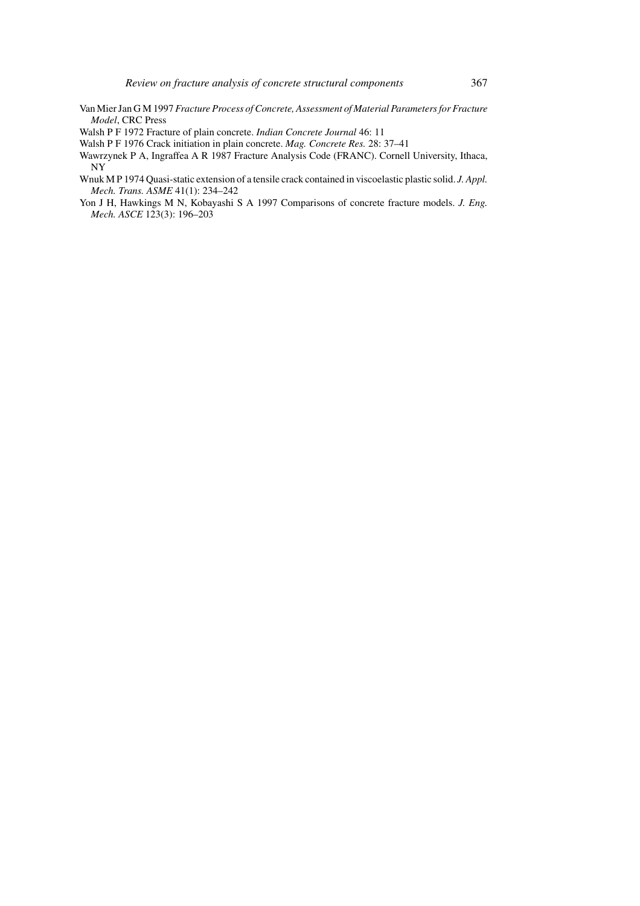Van Mier Jan G M 1997 *Fracture Process of Concrete, Assessment of Material Parameters for Fracture Model*, CRC Press

Walsh P F 1972 Fracture of plain concrete. *Indian Concrete Journal* 46: 11

Walsh P F 1976 Crack initiation in plain concrete. *Mag. Concrete Res.* 28: 37–41

Wawrzynek P A, Ingraffea A R 1987 Fracture Analysis Code (FRANC). Cornell University, Ithaca, NY

Wnuk M P 1974 Quasi-static extension of a tensile crack contained in viscoelastic plastic solid. *J. Appl. Mech. Trans. ASME* 41(1): 234–242

Yon J H, Hawkings M N, Kobayashi S A 1997 Comparisons of concrete fracture models. *J. Eng. Mech. ASCE* 123(3): 196–203